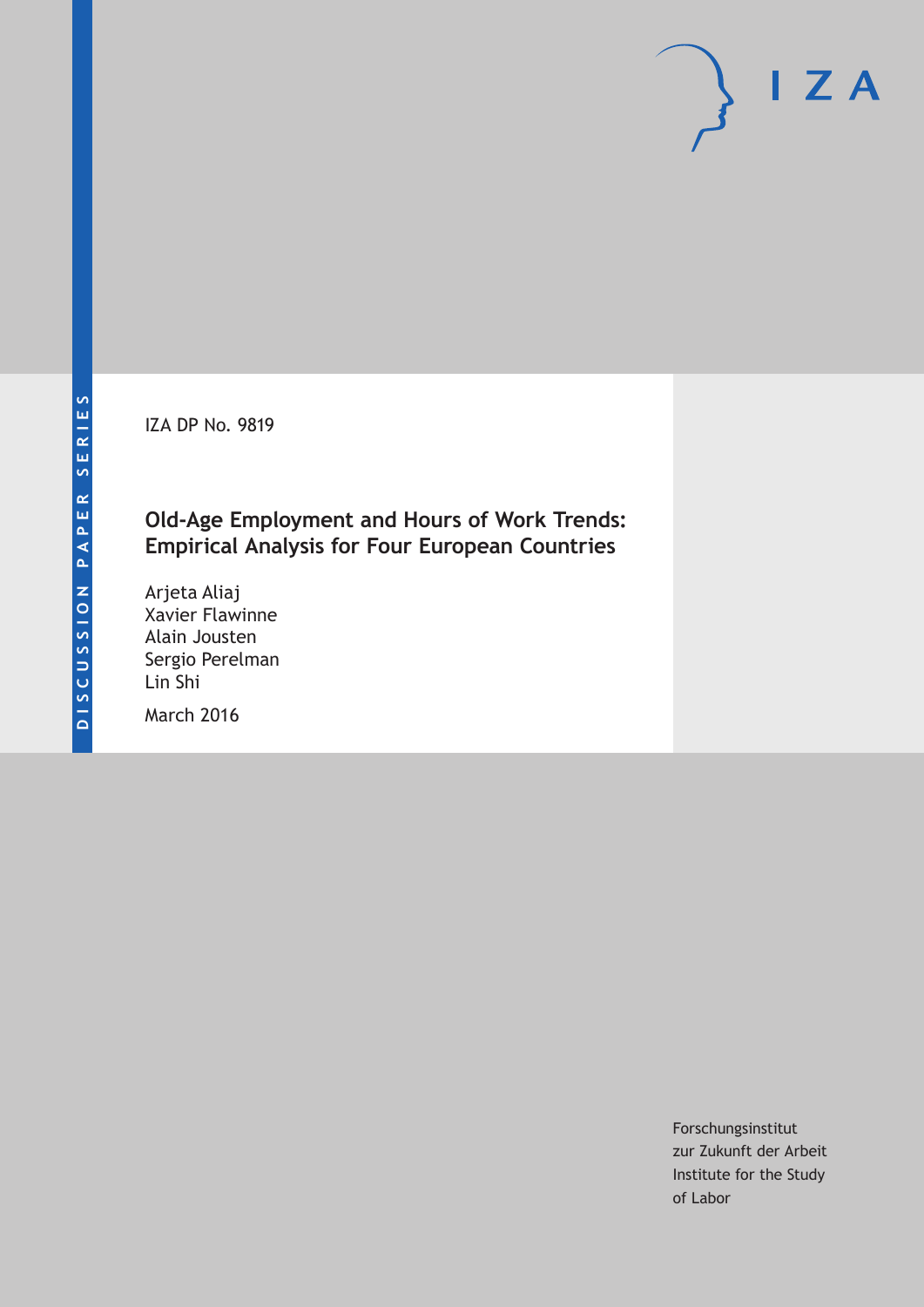DISCUSSION PAPER SERIES

IZA DP No. 9819

# Old-Age Employment and Hours of Work Trends: Empirical Analysis for Four European Countries

Arjeta Aliaj
Xavier Flawinne
Alain Jousten
Sergio Perelman
Lin Shi

March 2016

Forschungsinstitut
zur Zukunft der Arbeit
Institute for the Study
of Labor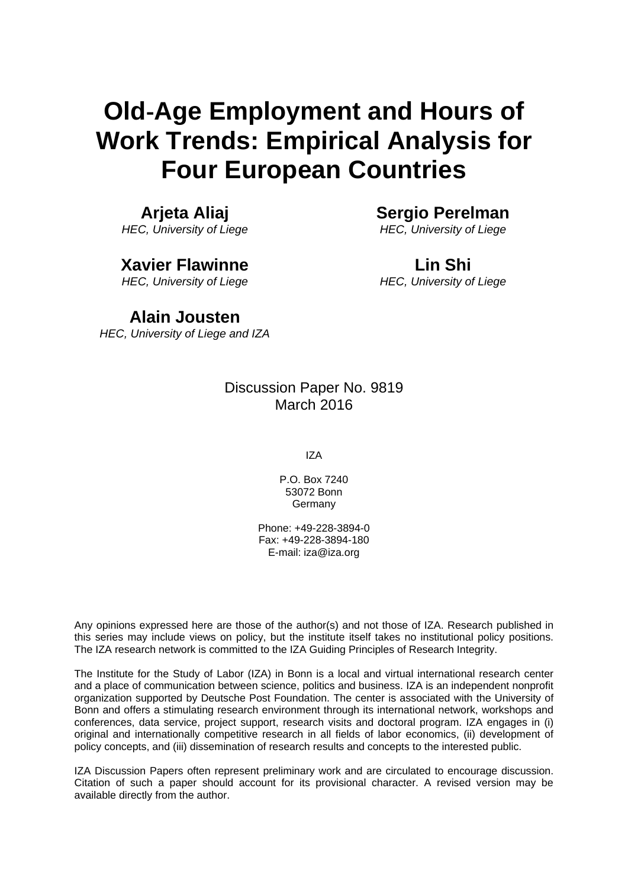# Old-Age Employment and Hours of Work Trends: Empirical Analysis for Four European Countries

**Arjeta Aliaj**
*HEC, University of Liege*

**Sergio Perelman**
*HEC, University of Liege*

**Xavier Flawinne**
*HEC, University of Liege*

**Lin Shi**
*HEC, University of Liege*

**Alain Jousten**
*HEC, University of Liege and IZA*

Discussion Paper No. 9819
March 2016

IZA

P.O. Box 7240
53072 Bonn
Germany

Phone: +49-228-3894-0
Fax: +49-228-3894-180
E-mail: iza@iza.org

Any opinions expressed here are those of the author(s) and not those of IZA. Research published in this series may include views on policy, but the institute itself takes no institutional policy positions. The IZA research network is committed to the IZA Guiding Principles of Research Integrity.

The Institute for the Study of Labor (IZA) in Bonn is a local and virtual international research center and a place of communication between science, politics and business. IZA is an independent nonprofit organization supported by Deutsche Post Foundation. The center is associated with the University of Bonn and offers a stimulating research environment through its international network, workshops and conferences, data service, project support, research visits and doctoral program. IZA engages in (i) original and internationally competitive research in all fields of labor economics, (ii) development of policy concepts, and (iii) dissemination of research results and concepts to the interested public.

IZA Discussion Papers often represent preliminary work and are circulated to encourage discussion. Citation of such a paper should account for its provisional character. A revised version may be available directly from the author.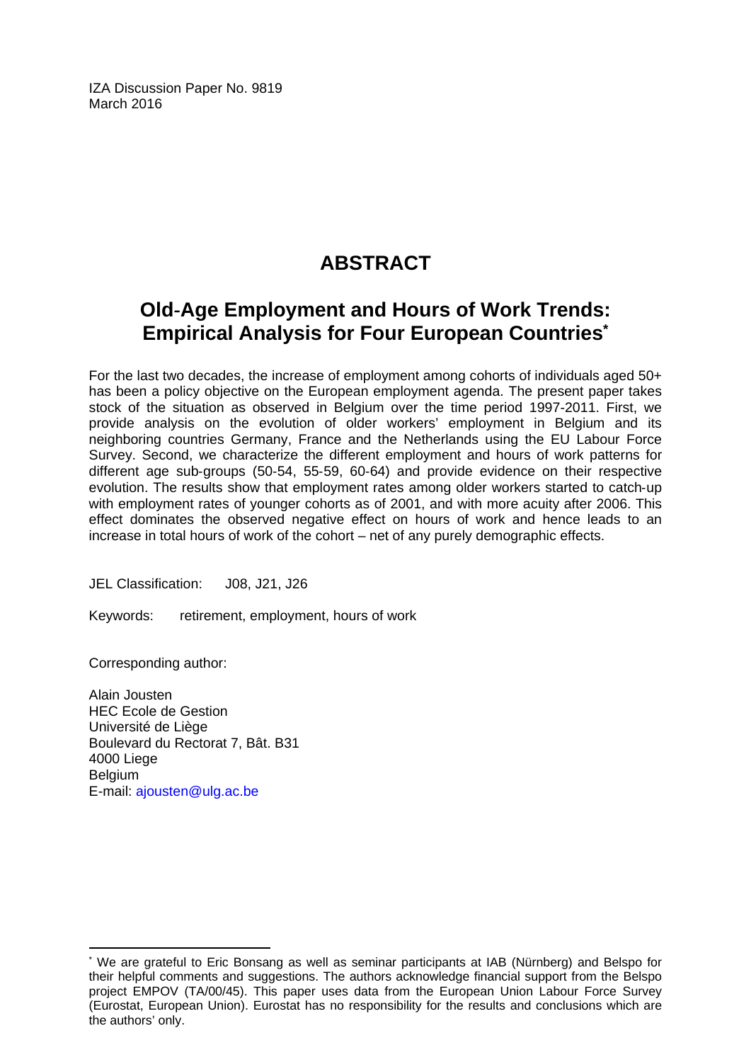IZA Discussion Paper No. 9819
March 2016

# ABSTRACT

## Old-Age Employment and Hours of Work Trends: Empirical Analysis for Four European Countries*

For the last two decades, the increase of employment among cohorts of individuals aged 50+ has been a policy objective on the European employment agenda. The present paper takes stock of the situation as observed in Belgium over the time period 1997-2011. First, we provide analysis on the evolution of older workers' employment in Belgium and its neighboring countries Germany, France and the Netherlands using the EU Labour Force Survey. Second, we characterize the different employment and hours of work patterns for different age sub-groups (50-54, 55-59, 60-64) and provide evidence on their respective evolution. The results show that employment rates among older workers started to catch-up with employment rates of younger cohorts as of 2001, and with more acuity after 2006. This effect dominates the observed negative effect on hours of work and hence leads to an increase in total hours of work of the cohort – net of any purely demographic effects.

JEL Classification: J08, J21, J26

Keywords: retirement, employment, hours of work

Corresponding author:

Alain Jousten
HEC Ecole de Gestion
Université de Liège
Boulevard du Rectorat 7, Bât. B31
4000 Liege
Belgium
E-mail: ajousten@ulg.ac.be

---

* We are grateful to Eric Bonsang as well as seminar participants at IAB (Nürnberg) and Belspo for their helpful comments and suggestions. The authors acknowledge financial support from the Belspo project EMPOV (TA/00/45). This paper uses data from the European Union Labour Force Survey (Eurostat, European Union). Eurostat has no responsibility for the results and conclusions which are the authors' only.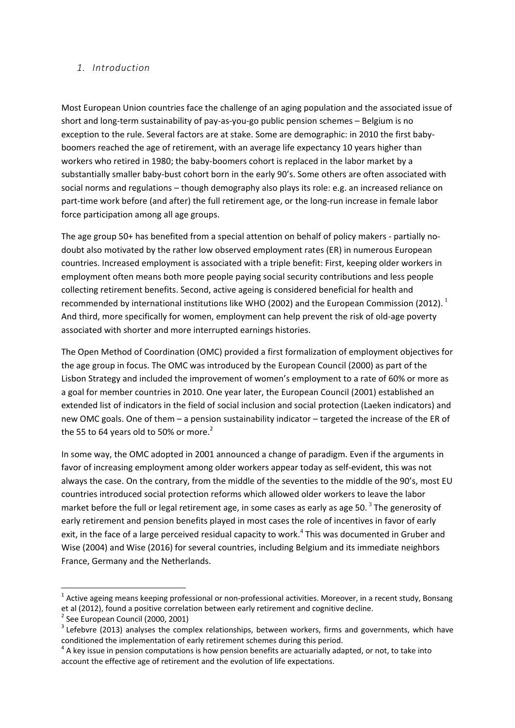## *1. Introduction*

Most European Union countries face the challenge of an aging population and the associated issue of short and long-term sustainability of pay-as-you-go public pension schemes – Belgium is no exception to the rule. Several factors are at stake. Some are demographic: in 2010 the first baby-boomers reached the age of retirement, with an average life expectancy 10 years higher than workers who retired in 1980; the baby-boomers cohort is replaced in the labor market by a substantially smaller baby-bust cohort born in the early 90's. Some others are often associated with social norms and regulations – though demography also plays its role: e.g. an increased reliance on part-time work before (and after) the full retirement age, or the long-run increase in female labor force participation among all age groups.

The age group 50+ has benefited from a special attention on behalf of policy makers - partially no-doubt also motivated by the rather low observed employment rates (ER) in numerous European countries. Increased employment is associated with a triple benefit: First, keeping older workers in employment often means both more people paying social security contributions and less people collecting retirement benefits. Second, active ageing is considered beneficial for health and recommended by international institutions like WHO (2002) and the European Commission (2012).[1] And third, more specifically for women, employment can help prevent the risk of old-age poverty associated with shorter and more interrupted earnings histories.

The Open Method of Coordination (OMC) provided a first formalization of employment objectives for the age group in focus. The OMC was introduced by the European Council (2000) as part of the Lisbon Strategy and included the improvement of women's employment to a rate of 60% or more as a goal for member countries in 2010. One year later, the European Council (2001) established an extended list of indicators in the field of social inclusion and social protection (Laeken indicators) and new OMC goals. One of them – a pension sustainability indicator – targeted the increase of the ER of the 55 to 64 years old to 50% or more.[2]

In some way, the OMC adopted in 2001 announced a change of paradigm. Even if the arguments in favor of increasing employment among older workers appear today as self-evident, this was not always the case. On the contrary, from the middle of the seventies to the middle of the 90's, most EU countries introduced social protection reforms which allowed older workers to leave the labor market before the full or legal retirement age, in some cases as early as age 50.[3] The generosity of early retirement and pension benefits played in most cases the role of incentives in favor of early exit, in the face of a large perceived residual capacity to work.[4] This was documented in Gruber and Wise (2004) and Wise (2016) for several countries, including Belgium and its immediate neighbors France, Germany and the Netherlands.

---

[1] Active ageing means keeping professional or non-professional activities. Moreover, in a recent study, Bonsang et al (2012), found a positive correlation between early retirement and cognitive decline.

[2] See European Council (2000, 2001)

[3] Lefebvre (2013) analyses the complex relationships, between workers, firms and governments, which have conditioned the implementation of early retirement schemes during this period.

[4] A key issue in pension computations is how pension benefits are actuarially adapted, or not, to take into account the effective age of retirement and the evolution of life expectations.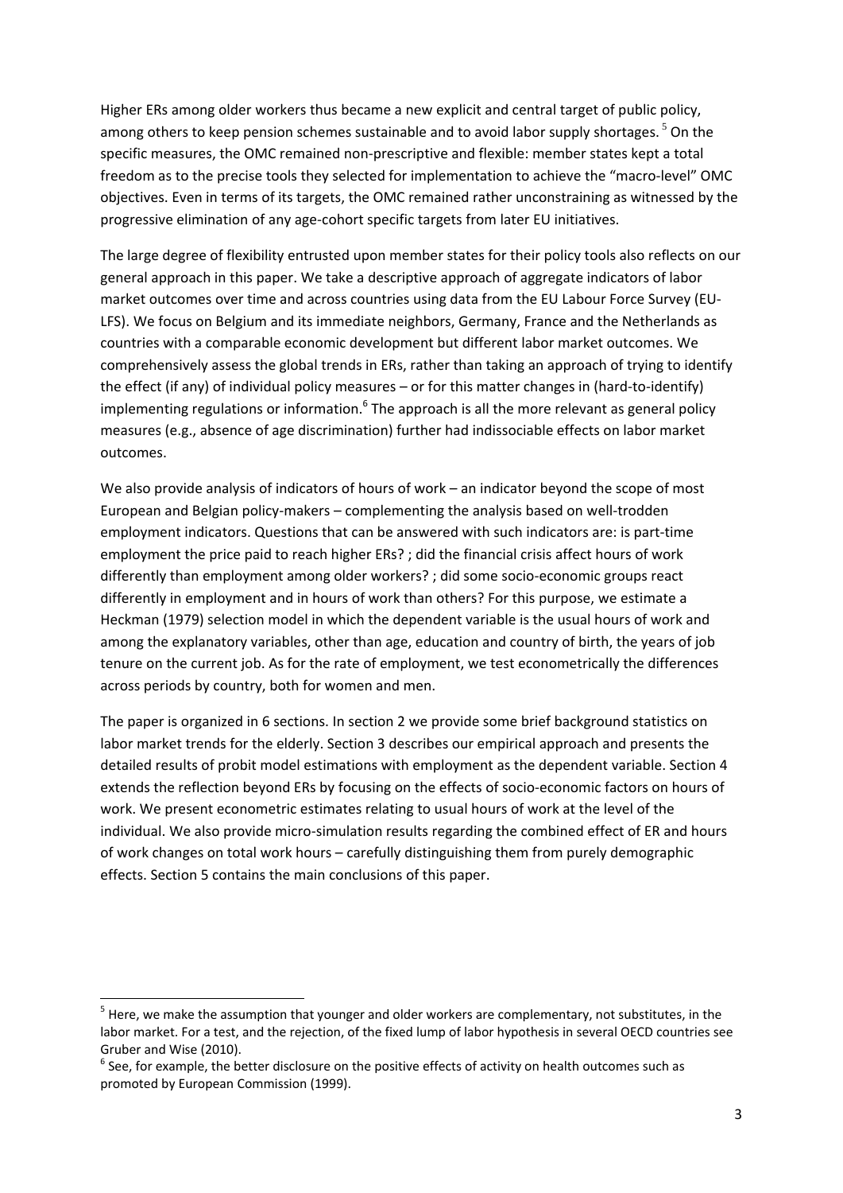Higher ERs among older workers thus became a new explicit and central target of public policy, among others to keep pension schemes sustainable and to avoid labor supply shortages. [5] On the specific measures, the OMC remained non-prescriptive and flexible: member states kept a total freedom as to the precise tools they selected for implementation to achieve the "macro-level" OMC objectives. Even in terms of its targets, the OMC remained rather unconstraining as witnessed by the progressive elimination of any age-cohort specific targets from later EU initiatives.

The large degree of flexibility entrusted upon member states for their policy tools also reflects on our general approach in this paper. We take a descriptive approach of aggregate indicators of labor market outcomes over time and across countries using data from the EU Labour Force Survey (EU-LFS). We focus on Belgium and its immediate neighbors, Germany, France and the Netherlands as countries with a comparable economic development but different labor market outcomes. We comprehensively assess the global trends in ERs, rather than taking an approach of trying to identify the effect (if any) of individual policy measures – or for this matter changes in (hard-to-identify) implementing regulations or information.[6] The approach is all the more relevant as general policy measures (e.g., absence of age discrimination) further had indissociable effects on labor market outcomes.

We also provide analysis of indicators of hours of work – an indicator beyond the scope of most European and Belgian policy-makers – complementing the analysis based on well-trodden employment indicators. Questions that can be answered with such indicators are: is part-time employment the price paid to reach higher ERs? ; did the financial crisis affect hours of work differently than employment among older workers? ; did some socio-economic groups react differently in employment and in hours of work than others? For this purpose, we estimate a Heckman (1979) selection model in which the dependent variable is the usual hours of work and among the explanatory variables, other than age, education and country of birth, the years of job tenure on the current job. As for the rate of employment, we test econometrically the differences across periods by country, both for women and men.

The paper is organized in 6 sections. In section 2 we provide some brief background statistics on labor market trends for the elderly. Section 3 describes our empirical approach and presents the detailed results of probit model estimations with employment as the dependent variable. Section 4 extends the reflection beyond ERs by focusing on the effects of socio-economic factors on hours of work. We present econometric estimates relating to usual hours of work at the level of the individual. We also provide micro-simulation results regarding the combined effect of ER and hours of work changes on total work hours – carefully distinguishing them from purely demographic effects. Section 5 contains the main conclusions of this paper.

[5] Here, we make the assumption that younger and older workers are complementary, not substitutes, in the labor market. For a test, and the rejection, of the fixed lump of labor hypothesis in several OECD countries see Gruber and Wise (2010).

[6] See, for example, the better disclosure on the positive effects of activity on health outcomes such as promoted by European Commission (1999).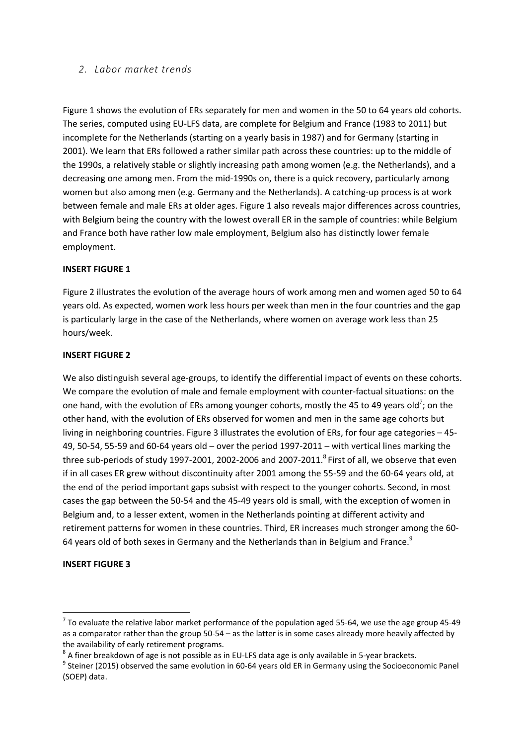## *2. Labor market trends*

Figure 1 shows the evolution of ERs separately for men and women in the 50 to 64 years old cohorts. The series, computed using EU-LFS data, are complete for Belgium and France (1983 to 2011) but incomplete for the Netherlands (starting on a yearly basis in 1987) and for Germany (starting in 2001). We learn that ERs followed a rather similar path across these countries: up to the middle of the 1990s, a relatively stable or slightly increasing path among women (e.g. the Netherlands), and a decreasing one among men. From the mid-1990s on, there is a quick recovery, particularly among women but also among men (e.g. Germany and the Netherlands). A catching-up process is at work between female and male ERs at older ages. Figure 1 also reveals major differences across countries, with Belgium being the country with the lowest overall ER in the sample of countries: while Belgium and France both have rather low male employment, Belgium also has distinctly lower female employment.

**INSERT FIGURE 1**

Figure 2 illustrates the evolution of the average hours of work among men and women aged 50 to 64 years old. As expected, women work less hours per week than men in the four countries and the gap is particularly large in the case of the Netherlands, where women on average work less than 25 hours/week.

**INSERT FIGURE 2**

We also distinguish several age-groups, to identify the differential impact of events on these cohorts. We compare the evolution of male and female employment with counter-factual situations: on the one hand, with the evolution of ERs among younger cohorts, mostly the 45 to 49 years old[7]; on the other hand, with the evolution of ERs observed for women and men in the same age cohorts but living in neighboring countries. Figure 3 illustrates the evolution of ERs, for four age categories – 45-49, 50-54, 55-59 and 60-64 years old – over the period 1997-2011 – with vertical lines marking the three sub-periods of study 1997-2001, 2002-2006 and 2007-2011.[8] First of all, we observe that even if in all cases ER grew without discontinuity after 2001 among the 55-59 and the 60-64 years old, at the end of the period important gaps subsist with respect to the younger cohorts. Second, in most cases the gap between the 50-54 and the 45-49 years old is small, with the exception of women in Belgium and, to a lesser extent, women in the Netherlands pointing at different activity and retirement patterns for women in these countries. Third, ER increases much stronger among the 60-64 years old of both sexes in Germany and the Netherlands than in Belgium and France.[9]

**INSERT FIGURE 3**

---

[7] To evaluate the relative labor market performance of the population aged 55-64, we use the age group 45-49 as a comparator rather than the group 50-54 – as the latter is in some cases already more heavily affected by the availability of early retirement programs.

[8] A finer breakdown of age is not possible as in EU-LFS data age is only available in 5-year brackets.

[9] Steiner (2015) observed the same evolution in 60-64 years old ER in Germany using the Socioeconomic Panel (SOEP) data.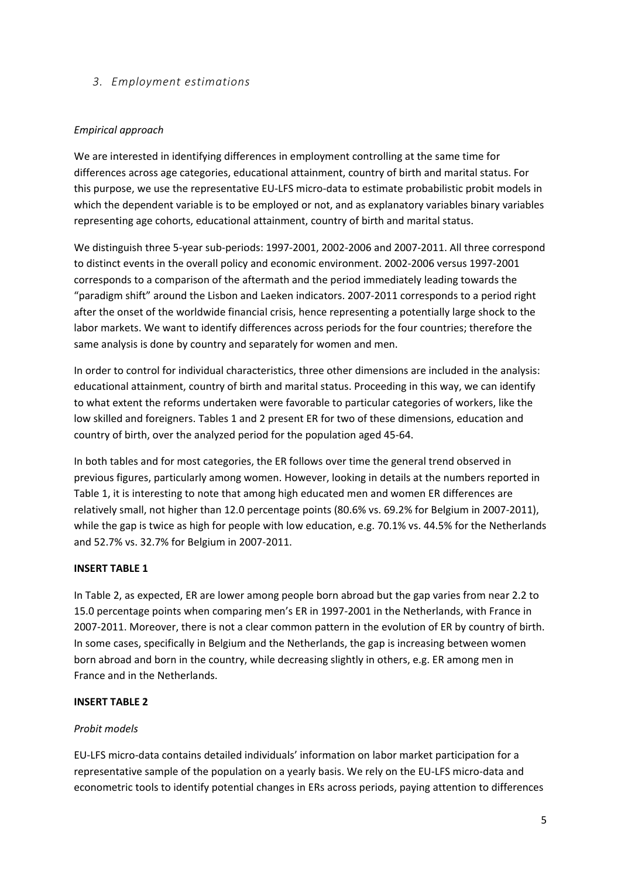### 3. *Employment estimations*

*Empirical approach*

We are interested in identifying differences in employment controlling at the same time for differences across age categories, educational attainment, country of birth and marital status. For this purpose, we use the representative EU-LFS micro-data to estimate probabilistic probit models in which the dependent variable is to be employed or not, and as explanatory variables binary variables representing age cohorts, educational attainment, country of birth and marital status.

We distinguish three 5-year sub-periods: 1997-2001, 2002-2006 and 2007-2011. All three correspond to distinct events in the overall policy and economic environment. 2002-2006 versus 1997-2001 corresponds to a comparison of the aftermath and the period immediately leading towards the "paradigm shift" around the Lisbon and Laeken indicators. 2007-2011 corresponds to a period right after the onset of the worldwide financial crisis, hence representing a potentially large shock to the labor markets. We want to identify differences across periods for the four countries; therefore the same analysis is done by country and separately for women and men.

In order to control for individual characteristics, three other dimensions are included in the analysis: educational attainment, country of birth and marital status. Proceeding in this way, we can identify to what extent the reforms undertaken were favorable to particular categories of workers, like the low skilled and foreigners. Tables 1 and 2 present ER for two of these dimensions, education and country of birth, over the analyzed period for the population aged 45-64.

In both tables and for most categories, the ER follows over time the general trend observed in previous figures, particularly among women. However, looking in details at the numbers reported in Table 1, it is interesting to note that among high educated men and women ER differences are relatively small, not higher than 12.0 percentage points (80.6% vs. 69.2% for Belgium in 2007-2011), while the gap is twice as high for people with low education, e.g. 70.1% vs. 44.5% for the Netherlands and 52.7% vs. 32.7% for Belgium in 2007-2011.

**INSERT TABLE 1**

In Table 2, as expected, ER are lower among people born abroad but the gap varies from near 2.2 to 15.0 percentage points when comparing men's ER in 1997-2001 in the Netherlands, with France in 2007-2011. Moreover, there is not a clear common pattern in the evolution of ER by country of birth. In some cases, specifically in Belgium and the Netherlands, the gap is increasing between women born abroad and born in the country, while decreasing slightly in others, e.g. ER among men in France and in the Netherlands.

**INSERT TABLE 2**

*Probit models*

EU-LFS micro-data contains detailed individuals' information on labor market participation for a representative sample of the population on a yearly basis. We rely on the EU-LFS micro-data and econometric tools to identify potential changes in ERs across periods, paying attention to differences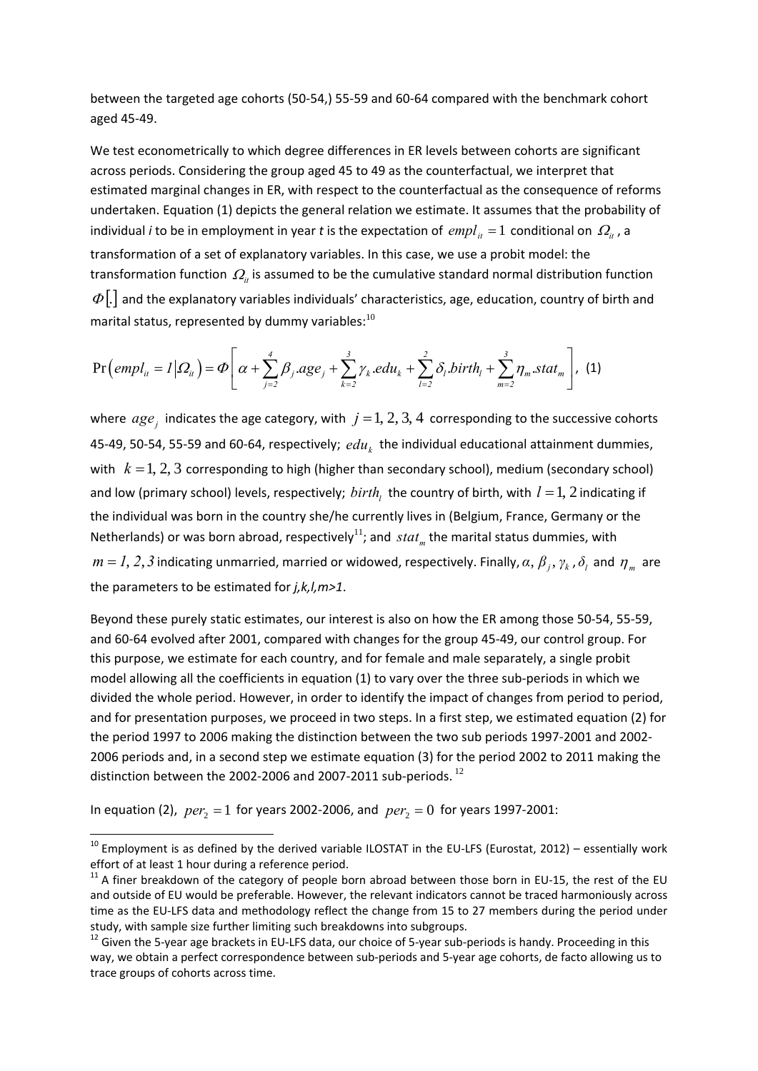between the targeted age cohorts (50-54,) 55-59 and 60-64 compared with the benchmark cohort aged 45-49.

We test econometrically to which degree differences in ER levels between cohorts are significant across periods. Considering the group aged 45 to 49 as the counterfactual, we interpret that estimated marginal changes in ER, with respect to the counterfactual as the consequence of reforms undertaken. Equation (1) depicts the general relation we estimate. It assumes that the probability of individual *i* to be in employment in year *t* is the expectation of $empl_{it} = 1$ conditional on $\Omega_{it}$, a transformation of a set of explanatory variables. In this case, we use a probit model: the transformation function $\Omega_{it}$ is assumed to be the cumulative standard normal distribution function $\Phi[.]$ and the explanatory variables individuals' characteristics, age, education, country of birth and marital status, represented by dummy variables:[10]

$$\Pr\left(empl_{it} = 1 \middle| \Omega_{it}\right) = \Phi\left[\alpha + \sum_{j=2}^{4} \beta_j .age_j + \sum_{k=2}^{3} \gamma_k .edu_k + \sum_{l=2}^{2} \delta_l .birth_l + \sum_{m=2}^{3} \eta_m .stat_m\right], \quad (1)$$

where $age_j$ indicates the age category, with $j = 1, 2, 3, 4$ corresponding to the successive cohorts 45-49, 50-54, 55-59 and 60-64, respectively; $edu_k$ the individual educational attainment dummies, with $k = 1, 2, 3$ corresponding to high (higher than secondary school), medium (secondary school) and low (primary school) levels, respectively; $birth_l$ the country of birth, with $l = 1, 2$ indicating if the individual was born in the country she/he currently lives in (Belgium, France, Germany or the Netherlands) or was born abroad, respectively[11]; and $stat_m$ the marital status dummies, with $m = 1, 2, 3$ indicating unmarried, married or widowed, respectively. Finally, $\alpha$, $\beta_j$, $\gamma_k$, $\delta_l$ and $\eta_m$ are the parameters to be estimated for *j,k,l,m>1*.

Beyond these purely static estimates, our interest is also on how the ER among those 50-54, 55-59, and 60-64 evolved after 2001, compared with changes for the group 45-49, our control group. For this purpose, we estimate for each country, and for female and male separately, a single probit model allowing all the coefficients in equation (1) to vary over the three sub-periods in which we divided the whole period. However, in order to identify the impact of changes from period to period, and for presentation purposes, we proceed in two steps. In a first step, we estimated equation (2) for the period 1997 to 2006 making the distinction between the two sub periods 1997-2001 and 2002-2006 periods and, in a second step we estimate equation (3) for the period 2002 to 2011 making the distinction between the 2002-2006 and 2007-2011 sub-periods. [12]

In equation (2), $per_2 = 1$ for years 2002-2006, and $per_2 = 0$ for years 1997-2001:

---

[10] Employment is as defined by the derived variable ILOSTAT in the EU-LFS (Eurostat, 2012) – essentially work effort of at least 1 hour during a reference period.

[11] A finer breakdown of the category of people born abroad between those born in EU-15, the rest of the EU and outside of EU would be preferable. However, the relevant indicators cannot be traced harmoniously across time as the EU-LFS data and methodology reflect the change from 15 to 27 members during the period under study, with sample size further limiting such breakdowns into subgroups.

[12] Given the 5-year age brackets in EU-LFS data, our choice of 5-year sub-periods is handy. Proceeding in this way, we obtain a perfect correspondence between sub-periods and 5-year age cohorts, de facto allowing us to trace groups of cohorts across time.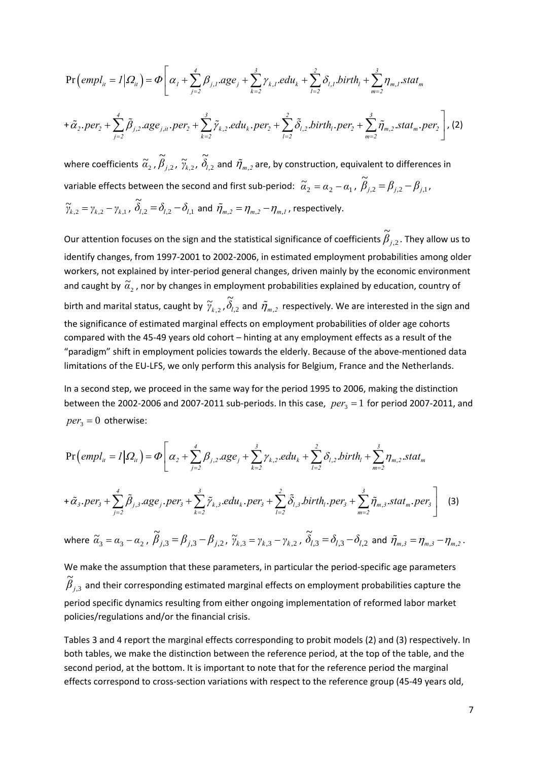$$\Pr\left(empl_{it}=1\middle|\Omega_{it}\right)=\Phi\left[\alpha_1+\sum_{j=2}^{4}\beta_{j,1}.age_j+\sum_{k=2}^{3}\gamma_{k,1}.edu_k+\sum_{l=2}^{2}\delta_{l,1}.birth_l+\sum_{m=2}^{3}\eta_{m,1}.stat_m\right.$$

$$\left.+\tilde{\alpha}_2.per_2+\sum_{j=2}^{4}\tilde{\beta}_{j,2}.age_{j,it}.per_2+\sum_{k=2}^{3}\tilde{\gamma}_{k,2}.edu_k.per_2+\sum_{l=2}^{2}\tilde{\delta}_{l,2}.birth_l.per_2+\sum_{m=2}^{3}\tilde{\eta}_{m,2}.stat_m.per_2\right], \quad (2)$$

where coefficients $\tilde{\alpha}_2$, $\tilde{\beta}_{j,2}$, $\tilde{\gamma}_{k,2}$, $\tilde{\delta}_{l,2}$ and $\tilde{\eta}_{m,2}$ are, by construction, equivalent to differences in variable effects between the second and first sub-period: $\tilde{\alpha}_2=\alpha_2-\alpha_1$, $\tilde{\beta}_{j,2}=\beta_{j,2}-\beta_{j,1}$, $\tilde{\gamma}_{k,2}=\gamma_{k,2}-\gamma_{k,1}$, $\tilde{\delta}_{l,2}=\delta_{l,2}-\delta_{l,1}$ and $\tilde{\eta}_{m,2}=\eta_{m,2}-\eta_{m,1}$, respectively.

Our attention focuses on the sign and the statistical significance of coefficients $\tilde{\beta}_{j,2}$. They allow us to identify changes, from 1997-2001 to 2002-2006, in estimated employment probabilities among older workers, not explained by inter-period general changes, driven mainly by the economic environment and caught by $\tilde{\alpha}_2$, nor by changes in employment probabilities explained by education, country of birth and marital status, caught by $\tilde{\gamma}_{k,2}$, $\tilde{\delta}_{l,2}$ and $\tilde{\eta}_{m,2}$ respectively. We are interested in the sign and the significance of estimated marginal effects on employment probabilities of older age cohorts compared with the 45-49 years old cohort – hinting at any employment effects as a result of the "paradigm" shift in employment policies towards the elderly. Because of the above-mentioned data limitations of the EU-LFS, we only perform this analysis for Belgium, France and the Netherlands.

In a second step, we proceed in the same way for the period 1995 to 2006, making the distinction between the 2002-2006 and 2007-2011 sub-periods. In this case, $per_3=1$ for period 2007-2011, and $per_3=0$ otherwise:

$$\Pr\left(empl_{it}=1\middle|\Omega_{it}\right)=\Phi\left[\alpha_2+\sum_{j=2}^{4}\beta_{j,2}.age_j+\sum_{k=2}^{3}\gamma_{k,2}.edu_k+\sum_{l=2}^{2}\delta_{l,2}.birth_l+\sum_{m=2}^{3}\eta_{m,2}.stat_m\right.$$

$$\left.+\tilde{\alpha}_3.per_3+\sum_{j=2}^{4}\tilde{\beta}_{j,3}.age_j.per_3+\sum_{k=2}^{3}\tilde{\gamma}_{k,3}.edu_k.per_3+\sum_{l=2}^{2}\tilde{\delta}_{l,3}.birth_l.per_3+\sum_{m=2}^{3}\tilde{\eta}_{m,3}.stat_m.per_3\right] \quad (3)$$

where $\tilde{\alpha}_3=\alpha_3-\alpha_2$, $\tilde{\beta}_{j,3}=\beta_{j,3}-\beta_{j,2}$, $\tilde{\gamma}_{k,3}=\gamma_{k,3}-\gamma_{k,2}$, $\tilde{\delta}_{l,3}=\delta_{l,3}-\delta_{l,2}$ and $\tilde{\eta}_{m,3}=\eta_{m,3}-\eta_{m,2}$.

We make the assumption that these parameters, in particular the period-specific age parameters $\tilde{\beta}_{j,3}$ and their corresponding estimated marginal effects on employment probabilities capture the period specific dynamics resulting from either ongoing implementation of reformed labor market policies/regulations and/or the financial crisis.

Tables 3 and 4 report the marginal effects corresponding to probit models (2) and (3) respectively. In both tables, we make the distinction between the reference period, at the top of the table, and the second period, at the bottom. It is important to note that for the reference period the marginal effects correspond to cross-section variations with respect to the reference group (45-49 years old,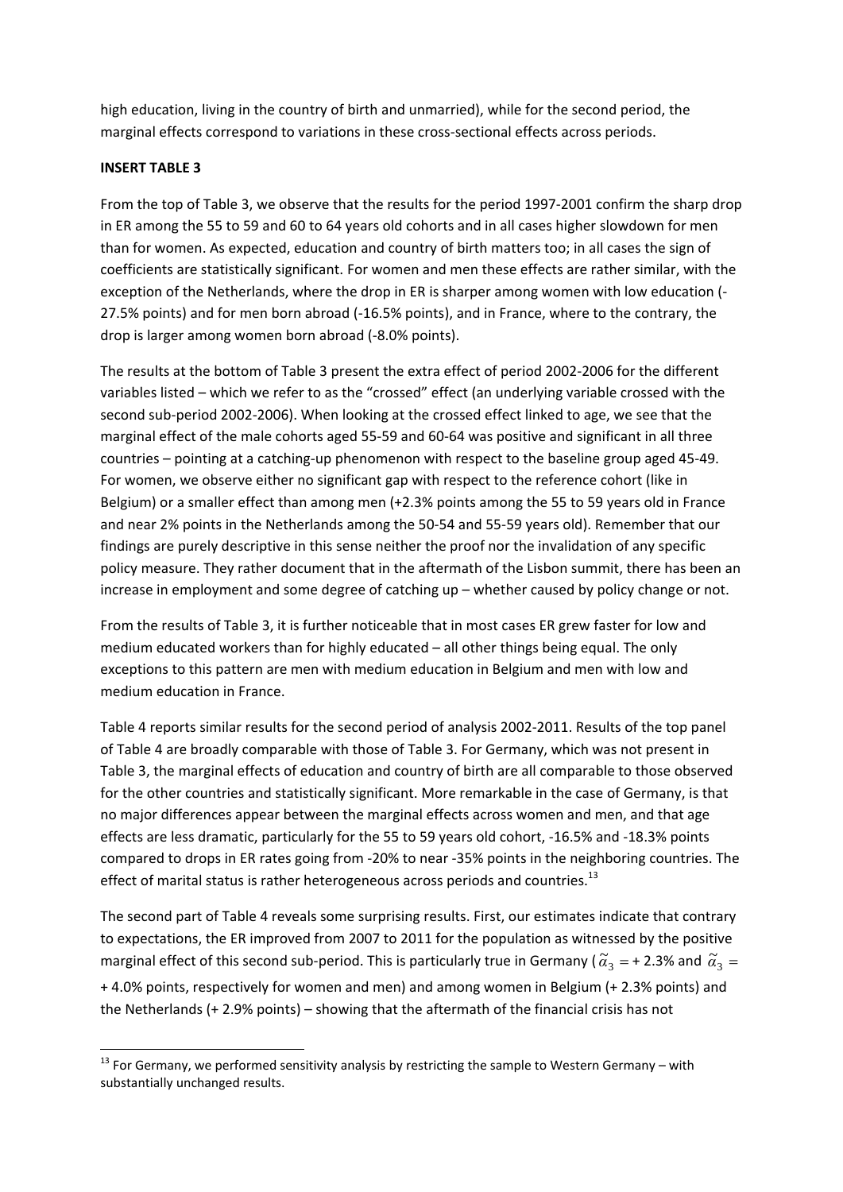high education, living in the country of birth and unmarried), while for the second period, the marginal effects correspond to variations in these cross-sectional effects across periods.

**INSERT TABLE 3**

From the top of Table 3, we observe that the results for the period 1997-2001 confirm the sharp drop in ER among the 55 to 59 and 60 to 64 years old cohorts and in all cases higher slowdown for men than for women. As expected, education and country of birth matters too; in all cases the sign of coefficients are statistically significant. For women and men these effects are rather similar, with the exception of the Netherlands, where the drop in ER is sharper among women with low education (-27.5% points) and for men born abroad (-16.5% points), and in France, where to the contrary, the drop is larger among women born abroad (-8.0% points).

The results at the bottom of Table 3 present the extra effect of period 2002-2006 for the different variables listed – which we refer to as the "crossed" effect (an underlying variable crossed with the second sub-period 2002-2006). When looking at the crossed effect linked to age, we see that the marginal effect of the male cohorts aged 55-59 and 60-64 was positive and significant in all three countries – pointing at a catching-up phenomenon with respect to the baseline group aged 45-49. For women, we observe either no significant gap with respect to the reference cohort (like in Belgium) or a smaller effect than among men (+2.3% points among the 55 to 59 years old in France and near 2% points in the Netherlands among the 50-54 and 55-59 years old). Remember that our findings are purely descriptive in this sense neither the proof nor the invalidation of any specific policy measure. They rather document that in the aftermath of the Lisbon summit, there has been an increase in employment and some degree of catching up – whether caused by policy change or not.

From the results of Table 3, it is further noticeable that in most cases ER grew faster for low and medium educated workers than for highly educated – all other things being equal. The only exceptions to this pattern are men with medium education in Belgium and men with low and medium education in France.

Table 4 reports similar results for the second period of analysis 2002-2011. Results of the top panel of Table 4 are broadly comparable with those of Table 3. For Germany, which was not present in Table 3, the marginal effects of education and country of birth are all comparable to those observed for the other countries and statistically significant. More remarkable in the case of Germany, is that no major differences appear between the marginal effects across women and men, and that age effects are less dramatic, particularly for the 55 to 59 years old cohort, -16.5% and -18.3% points compared to drops in ER rates going from -20% to near -35% points in the neighboring countries. The effect of marital status is rather heterogeneous across periods and countries.[13]

The second part of Table 4 reveals some surprising results. First, our estimates indicate that contrary to expectations, the ER improved from 2007 to 2011 for the population as witnessed by the positive marginal effect of this second sub-period. This is particularly true in Germany ($\widetilde{\alpha}_3 = +\,2.3\%$ and $\widetilde{\alpha}_3 = +\,4.0\%$ points, respectively for women and men) and among women in Belgium (+ 2.3% points) and the Netherlands (+ 2.9% points) – showing that the aftermath of the financial crisis has not

[13] For Germany, we performed sensitivity analysis by restricting the sample to Western Germany – with substantially unchanged results.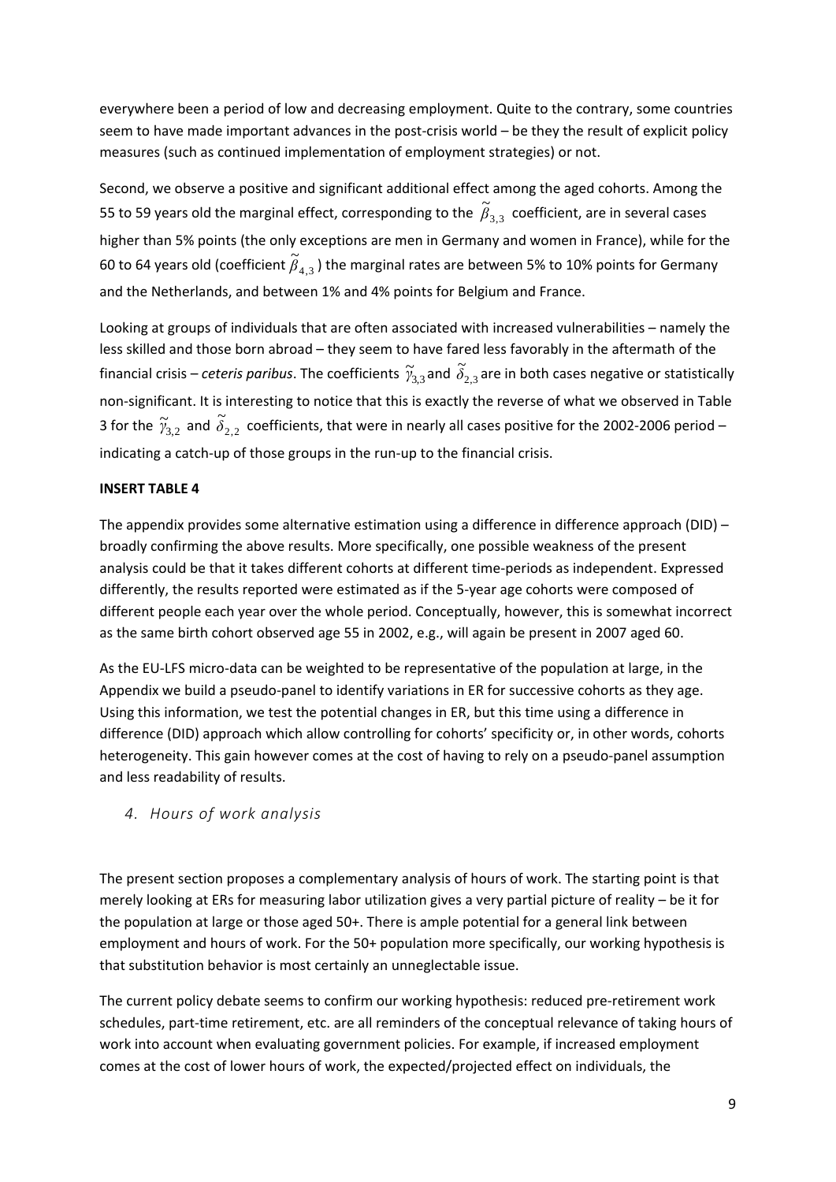everywhere been a period of low and decreasing employment. Quite to the contrary, some countries seem to have made important advances in the post-crisis world – be they the result of explicit policy measures (such as continued implementation of employment strategies) or not.

Second, we observe a positive and significant additional effect among the aged cohorts. Among the 55 to 59 years old the marginal effect, corresponding to the $\tilde{\beta}_{3,3}$ coefficient, are in several cases higher than 5% points (the only exceptions are men in Germany and women in France), while for the 60 to 64 years old (coefficient $\tilde{\beta}_{4,3}$) the marginal rates are between 5% to 10% points for Germany and the Netherlands, and between 1% and 4% points for Belgium and France.

Looking at groups of individuals that are often associated with increased vulnerabilities – namely the less skilled and those born abroad – they seem to have fared less favorably in the aftermath of the financial crisis – *ceteris paribus*. The coefficients $\tilde{\gamma}_{3,3}$ and $\tilde{\delta}_{2,3}$ are in both cases negative or statistically non-significant. It is interesting to notice that this is exactly the reverse of what we observed in Table 3 for the $\tilde{\gamma}_{3,2}$ and $\tilde{\delta}_{2,2}$ coefficients, that were in nearly all cases positive for the 2002-2006 period – indicating a catch-up of those groups in the run-up to the financial crisis.

**INSERT TABLE 4**

The appendix provides some alternative estimation using a difference in difference approach (DID) – broadly confirming the above results. More specifically, one possible weakness of the present analysis could be that it takes different cohorts at different time-periods as independent. Expressed differently, the results reported were estimated as if the 5-year age cohorts were composed of different people each year over the whole period. Conceptually, however, this is somewhat incorrect as the same birth cohort observed age 55 in 2002, e.g., will again be present in 2007 aged 60.

As the EU-LFS micro-data can be weighted to be representative of the population at large, in the Appendix we build a pseudo-panel to identify variations in ER for successive cohorts as they age. Using this information, we test the potential changes in ER, but this time using a difference in difference (DID) approach which allow controlling for cohorts' specificity or, in other words, cohorts heterogeneity. This gain however comes at the cost of having to rely on a pseudo-panel assumption and less readability of results.

## *4. Hours of work analysis*

The present section proposes a complementary analysis of hours of work. The starting point is that merely looking at ERs for measuring labor utilization gives a very partial picture of reality – be it for the population at large or those aged 50+. There is ample potential for a general link between employment and hours of work. For the 50+ population more specifically, our working hypothesis is that substitution behavior is most certainly an unneglectable issue.

The current policy debate seems to confirm our working hypothesis: reduced pre-retirement work schedules, part-time retirement, etc. are all reminders of the conceptual relevance of taking hours of work into account when evaluating government policies. For example, if increased employment comes at the cost of lower hours of work, the expected/projected effect on individuals, the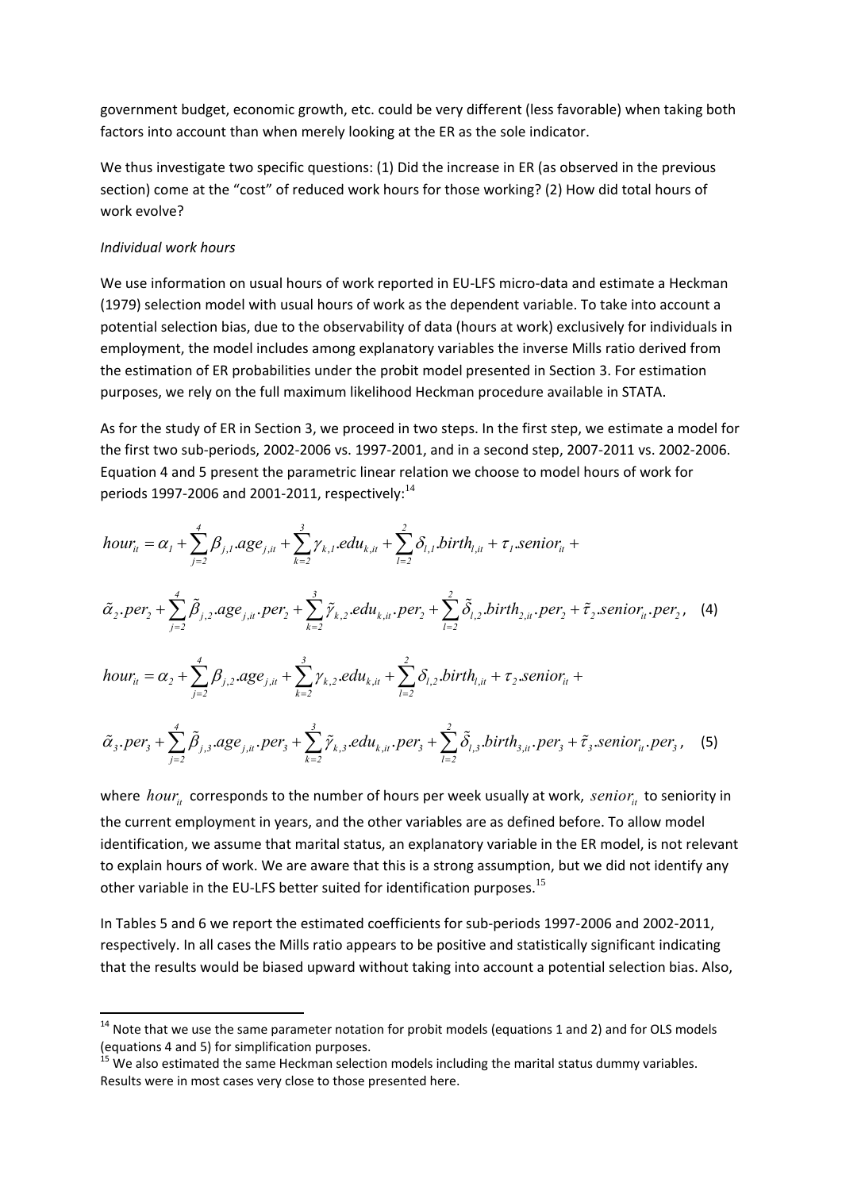government budget, economic growth, etc. could be very different (less favorable) when taking both factors into account than when merely looking at the ER as the sole indicator.

We thus investigate two specific questions: (1) Did the increase in ER (as observed in the previous section) come at the "cost" of reduced work hours for those working? (2) How did total hours of work evolve?

*Individual work hours*

We use information on usual hours of work reported in EU-LFS micro-data and estimate a Heckman (1979) selection model with usual hours of work as the dependent variable. To take into account a potential selection bias, due to the observability of data (hours at work) exclusively for individuals in employment, the model includes among explanatory variables the inverse Mills ratio derived from the estimation of ER probabilities under the probit model presented in Section 3. For estimation purposes, we rely on the full maximum likelihood Heckman procedure available in STATA.

As for the study of ER in Section 3, we proceed in two steps. In the first step, we estimate a model for the first two sub-periods, 2002-2006 vs. 1997-2001, and in a second step, 2007-2011 vs. 2002-2006. Equation 4 and 5 present the parametric linear relation we choose to model hours of work for periods 1997-2006 and 2001-2011, respectively:[14]

$$hour_{it} = \alpha_1 + \sum_{j=2}^{4} \beta_{j,1}.age_{j,it} + \sum_{k=2}^{3} \gamma_{k,1}.edu_{k,it} + \sum_{l=2}^{2} \delta_{l,1}.birth_{l,it} + \tau_1.senior_{it} +$$

$$\tilde{\alpha}_2.per_2 + \sum_{j=2}^{4} \tilde{\beta}_{j,2}.age_{j,it}.per_2 + \sum_{k=2}^{3} \tilde{\gamma}_{k,2}.edu_{k,it}.per_2 + \sum_{l=2}^{2} \tilde{\delta}_{l,2}.birth_{2,it}.per_2 + \tilde{\tau}_2.senior_{it}.per_2, \quad (4)$$

$$hour_{it} = \alpha_2 + \sum_{j=2}^{4} \beta_{j,2}.age_{j,it} + \sum_{k=2}^{3} \gamma_{k,2}.edu_{k,it} + \sum_{l=2}^{2} \delta_{l,2}.birth_{l,it} + \tau_2.senior_{it} +$$

$$\tilde{\alpha}_3.per_3 + \sum_{j=2}^{4} \tilde{\beta}_{j,3}.age_{j,it}.per_3 + \sum_{k=2}^{3} \tilde{\gamma}_{k,3}.edu_{k,it}.per_3 + \sum_{l=2}^{2} \tilde{\delta}_{l,3}.birth_{3,it}.per_3 + \tilde{\tau}_3.senior_{it}.per_3, \quad (5)$$

where $hour_{it}$ corresponds to the number of hours per week usually at work, $senior_{it}$ to seniority in the current employment in years, and the other variables are as defined before. To allow model identification, we assume that marital status, an explanatory variable in the ER model, is not relevant to explain hours of work. We are aware that this is a strong assumption, but we did not identify any other variable in the EU-LFS better suited for identification purposes.[15]

In Tables 5 and 6 we report the estimated coefficients for sub-periods 1997-2006 and 2002-2011, respectively. In all cases the Mills ratio appears to be positive and statistically significant indicating that the results would be biased upward without taking into account a potential selection bias. Also,

[14] Note that we use the same parameter notation for probit models (equations 1 and 2) and for OLS models (equations 4 and 5) for simplification purposes.

[15] We also estimated the same Heckman selection models including the marital status dummy variables. Results were in most cases very close to those presented here.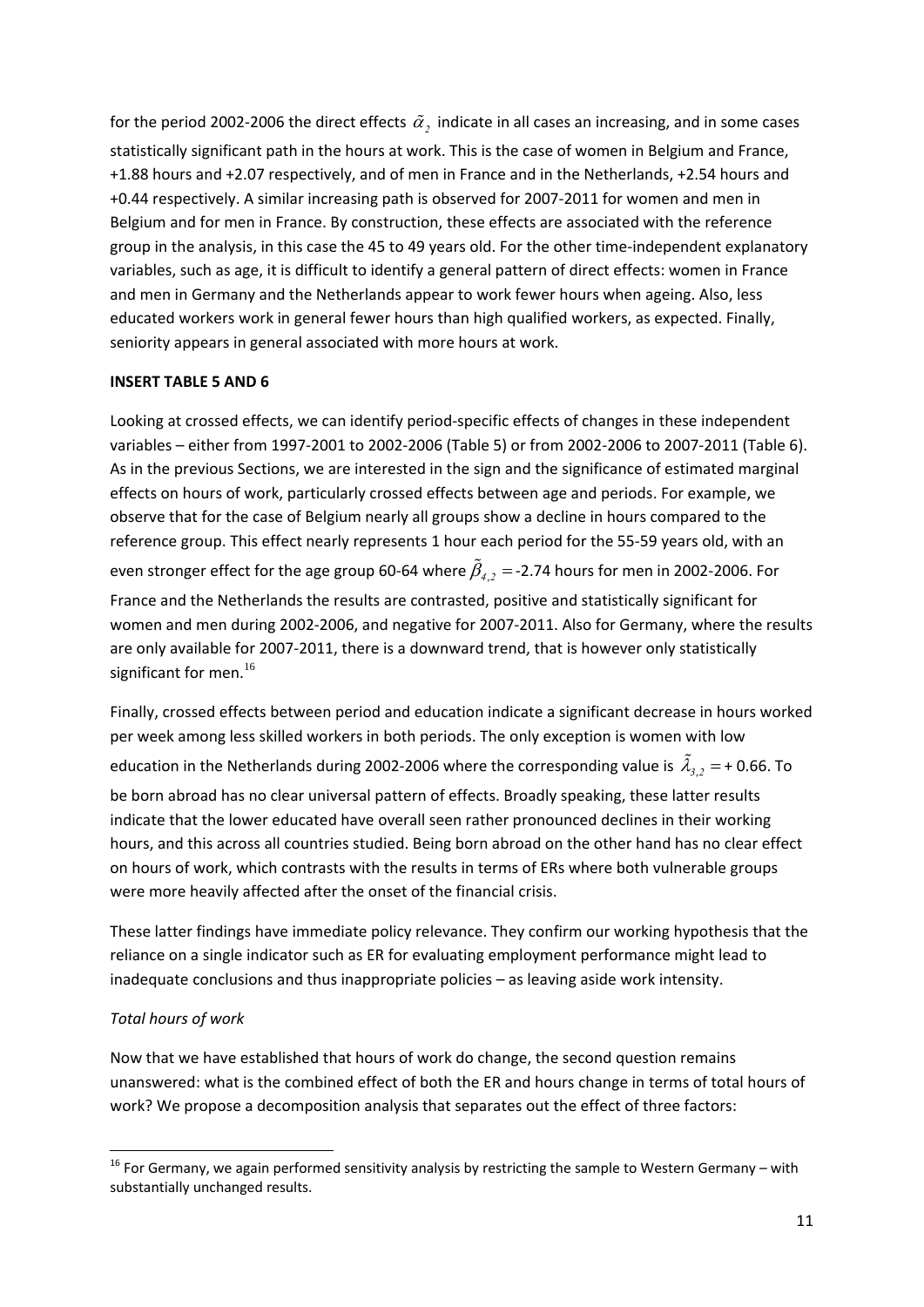for the period 2002-2006 the direct effects $\tilde{\alpha}_2$ indicate in all cases an increasing, and in some cases statistically significant path in the hours at work. This is the case of women in Belgium and France, +1.88 hours and +2.07 respectively, and of men in France and in the Netherlands, +2.54 hours and +0.44 respectively. A similar increasing path is observed for 2007-2011 for women and men in Belgium and for men in France. By construction, these effects are associated with the reference group in the analysis, in this case the 45 to 49 years old. For the other time-independent explanatory variables, such as age, it is difficult to identify a general pattern of direct effects: women in France and men in Germany and the Netherlands appear to work fewer hours when ageing. Also, less educated workers work in general fewer hours than high qualified workers, as expected. Finally, seniority appears in general associated with more hours at work.

**INSERT TABLE 5 AND 6**

Looking at crossed effects, we can identify period-specific effects of changes in these independent variables – either from 1997-2001 to 2002-2006 (Table 5) or from 2002-2006 to 2007-2011 (Table 6). As in the previous Sections, we are interested in the sign and the significance of estimated marginal effects on hours of work, particularly crossed effects between age and periods. For example, we observe that for the case of Belgium nearly all groups show a decline in hours compared to the reference group. This effect nearly represents 1 hour each period for the 55-59 years old, with an even stronger effect for the age group 60-64 where $\tilde{\beta}_{4,2} =$-2.74 hours for men in 2002-2006. For France and the Netherlands the results are contrasted, positive and statistically significant for women and men during 2002-2006, and negative for 2007-2011. Also for Germany, where the results are only available for 2007-2011, there is a downward trend, that is however only statistically significant for men.[16]

Finally, crossed effects between period and education indicate a significant decrease in hours worked per week among less skilled workers in both periods. The only exception is women with low education in the Netherlands during 2002-2006 where the corresponding value is $\tilde{\lambda}_{3,2} =$+ 0.66. To be born abroad has no clear universal pattern of effects. Broadly speaking, these latter results indicate that the lower educated have overall seen rather pronounced declines in their working hours, and this across all countries studied. Being born abroad on the other hand has no clear effect on hours of work, which contrasts with the results in terms of ERs where both vulnerable groups were more heavily affected after the onset of the financial crisis.

These latter findings have immediate policy relevance. They confirm our working hypothesis that the reliance on a single indicator such as ER for evaluating employment performance might lead to inadequate conclusions and thus inappropriate policies – as leaving aside work intensity.

*Total hours of work*

Now that we have established that hours of work do change, the second question remains unanswered: what is the combined effect of both the ER and hours change in terms of total hours of work? We propose a decomposition analysis that separates out the effect of three factors:

[16] For Germany, we again performed sensitivity analysis by restricting the sample to Western Germany – with substantially unchanged results.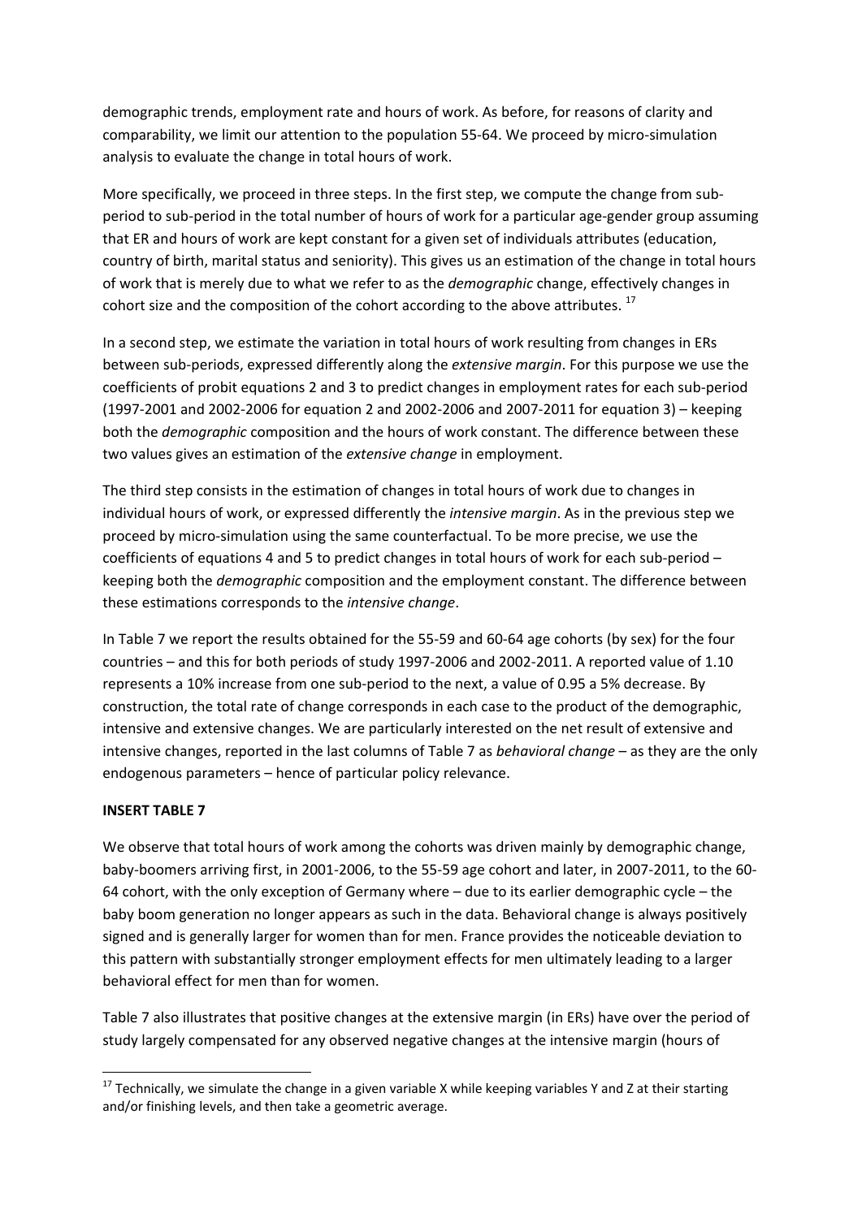demographic trends, employment rate and hours of work. As before, for reasons of clarity and comparability, we limit our attention to the population 55-64. We proceed by micro-simulation analysis to evaluate the change in total hours of work.

More specifically, we proceed in three steps. In the first step, we compute the change from sub-period to sub-period in the total number of hours of work for a particular age-gender group assuming that ER and hours of work are kept constant for a given set of individuals attributes (education, country of birth, marital status and seniority). This gives us an estimation of the change in total hours of work that is merely due to what we refer to as the *demographic* change, effectively changes in cohort size and the composition of the cohort according to the above attributes. [17]

In a second step, we estimate the variation in total hours of work resulting from changes in ERs between sub-periods, expressed differently along the *extensive margin*. For this purpose we use the coefficients of probit equations 2 and 3 to predict changes in employment rates for each sub-period (1997-2001 and 2002-2006 for equation 2 and 2002-2006 and 2007-2011 for equation 3) – keeping both the *demographic* composition and the hours of work constant. The difference between these two values gives an estimation of the *extensive change* in employment.

The third step consists in the estimation of changes in total hours of work due to changes in individual hours of work, or expressed differently the *intensive margin*. As in the previous step we proceed by micro-simulation using the same counterfactual. To be more precise, we use the coefficients of equations 4 and 5 to predict changes in total hours of work for each sub-period – keeping both the *demographic* composition and the employment constant. The difference between these estimations corresponds to the *intensive change*.

In Table 7 we report the results obtained for the 55-59 and 60-64 age cohorts (by sex) for the four countries – and this for both periods of study 1997-2006 and 2002-2011. A reported value of 1.10 represents a 10% increase from one sub-period to the next, a value of 0.95 a 5% decrease. By construction, the total rate of change corresponds in each case to the product of the demographic, intensive and extensive changes. We are particularly interested on the net result of extensive and intensive changes, reported in the last columns of Table 7 as *behavioral change* – as they are the only endogenous parameters – hence of particular policy relevance.

**INSERT TABLE 7**

We observe that total hours of work among the cohorts was driven mainly by demographic change, baby-boomers arriving first, in 2001-2006, to the 55-59 age cohort and later, in 2007-2011, to the 60-64 cohort, with the only exception of Germany where – due to its earlier demographic cycle – the baby boom generation no longer appears as such in the data. Behavioral change is always positively signed and is generally larger for women than for men. France provides the noticeable deviation to this pattern with substantially stronger employment effects for men ultimately leading to a larger behavioral effect for men than for women.

Table 7 also illustrates that positive changes at the extensive margin (in ERs) have over the period of study largely compensated for any observed negative changes at the intensive margin (hours of

[17] Technically, we simulate the change in a given variable X while keeping variables Y and Z at their starting and/or finishing levels, and then take a geometric average.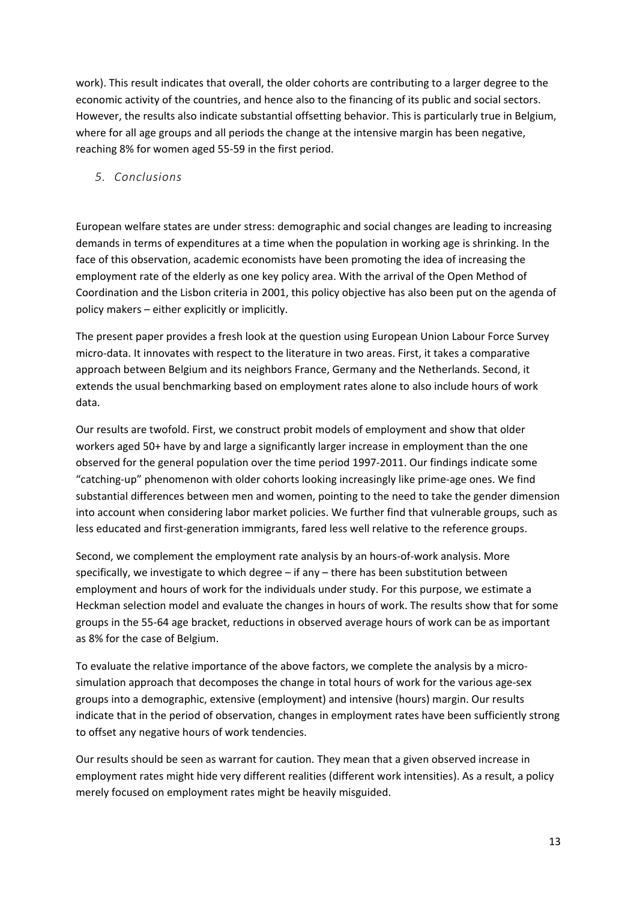work). This result indicates that overall, the older cohorts are contributing to a larger degree to the economic activity of the countries, and hence also to the financing of its public and social sectors. However, the results also indicate substantial offsetting behavior. This is particularly true in Belgium, where for all age groups and all periods the change at the intensive margin has been negative, reaching 8% for women aged 55-59 in the first period.

## *5. Conclusions*

European welfare states are under stress: demographic and social changes are leading to increasing demands in terms of expenditures at a time when the population in working age is shrinking. In the face of this observation, academic economists have been promoting the idea of increasing the employment rate of the elderly as one key policy area. With the arrival of the Open Method of Coordination and the Lisbon criteria in 2001, this policy objective has also been put on the agenda of policy makers – either explicitly or implicitly.

The present paper provides a fresh look at the question using European Union Labour Force Survey micro-data. It innovates with respect to the literature in two areas. First, it takes a comparative approach between Belgium and its neighbors France, Germany and the Netherlands. Second, it extends the usual benchmarking based on employment rates alone to also include hours of work data.

Our results are twofold. First, we construct probit models of employment and show that older workers aged 50+ have by and large a significantly larger increase in employment than the one observed for the general population over the time period 1997-2011. Our findings indicate some "catching-up" phenomenon with older cohorts looking increasingly like prime-age ones. We find substantial differences between men and women, pointing to the need to take the gender dimension into account when considering labor market policies. We further find that vulnerable groups, such as less educated and first-generation immigrants, fared less well relative to the reference groups.

Second, we complement the employment rate analysis by an hours-of-work analysis. More specifically, we investigate to which degree – if any – there has been substitution between employment and hours of work for the individuals under study. For this purpose, we estimate a Heckman selection model and evaluate the changes in hours of work. The results show that for some groups in the 55-64 age bracket, reductions in observed average hours of work can be as important as 8% for the case of Belgium.

To evaluate the relative importance of the above factors, we complete the analysis by a micro-simulation approach that decomposes the change in total hours of work for the various age-sex groups into a demographic, extensive (employment) and intensive (hours) margin. Our results indicate that in the period of observation, changes in employment rates have been sufficiently strong to offset any negative hours of work tendencies.

Our results should be seen as warrant for caution. They mean that a given observed increase in employment rates might hide very different realities (different work intensities). As a result, a policy merely focused on employment rates might be heavily misguided.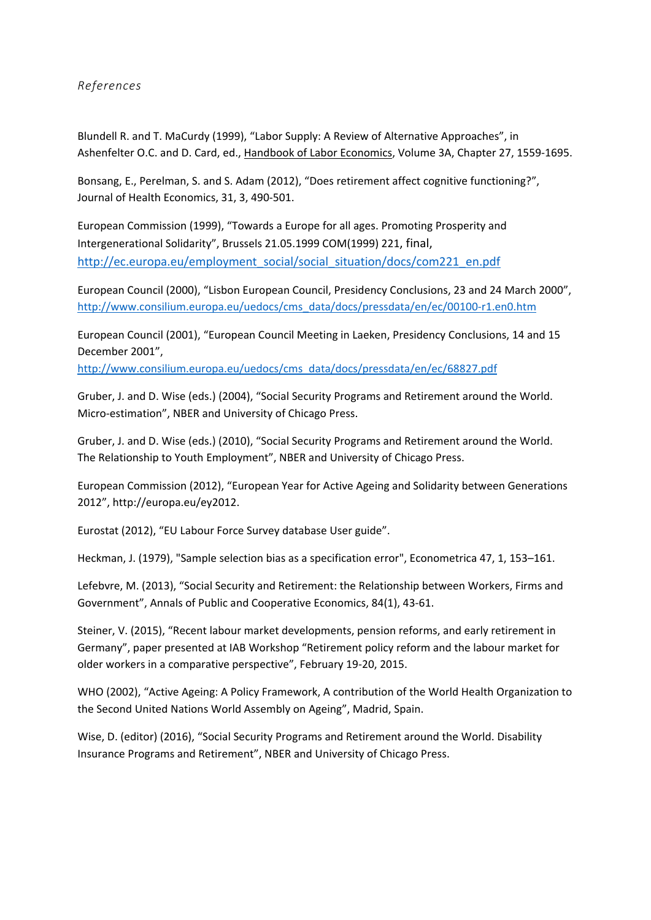## *References*

Blundell R. and T. MaCurdy (1999), "Labor Supply: A Review of Alternative Approaches", in Ashenfelter O.C. and D. Card, ed., Handbook of Labor Economics, Volume 3A, Chapter 27, 1559-1695.

Bonsang, E., Perelman, S. and S. Adam (2012), "Does retirement affect cognitive functioning?", Journal of Health Economics, 31, 3, 490-501.

European Commission (1999), "Towards a Europe for all ages. Promoting Prosperity and Intergenerational Solidarity", Brussels 21.05.1999 COM(1999) 221, final, http://ec.europa.eu/employment_social/social_situation/docs/com221_en.pdf

European Council (2000), "Lisbon European Council, Presidency Conclusions, 23 and 24 March 2000", http://www.consilium.europa.eu/uedocs/cms_data/docs/pressdata/en/ec/00100-r1.en0.htm

European Council (2001), "European Council Meeting in Laeken, Presidency Conclusions, 14 and 15 December 2001", http://www.consilium.europa.eu/uedocs/cms_data/docs/pressdata/en/ec/68827.pdf

Gruber, J. and D. Wise (eds.) (2004), "Social Security Programs and Retirement around the World. Micro-estimation", NBER and University of Chicago Press.

Gruber, J. and D. Wise (eds.) (2010), "Social Security Programs and Retirement around the World. The Relationship to Youth Employment", NBER and University of Chicago Press.

European Commission (2012), "European Year for Active Ageing and Solidarity between Generations 2012", http://europa.eu/ey2012.

Eurostat (2012), "EU Labour Force Survey database User guide".

Heckman, J. (1979), "Sample selection bias as a specification error", Econometrica 47, 1, 153–161.

Lefebvre, M. (2013), "Social Security and Retirement: the Relationship between Workers, Firms and Government", Annals of Public and Cooperative Economics, 84(1), 43-61.

Steiner, V. (2015), "Recent labour market developments, pension reforms, and early retirement in Germany", paper presented at IAB Workshop "Retirement policy reform and the labour market for older workers in a comparative perspective", February 19-20, 2015.

WHO (2002), "Active Ageing: A Policy Framework, A contribution of the World Health Organization to the Second United Nations World Assembly on Ageing", Madrid, Spain.

Wise, D. (editor) (2016), "Social Security Programs and Retirement around the World. Disability Insurance Programs and Retirement", NBER and University of Chicago Press.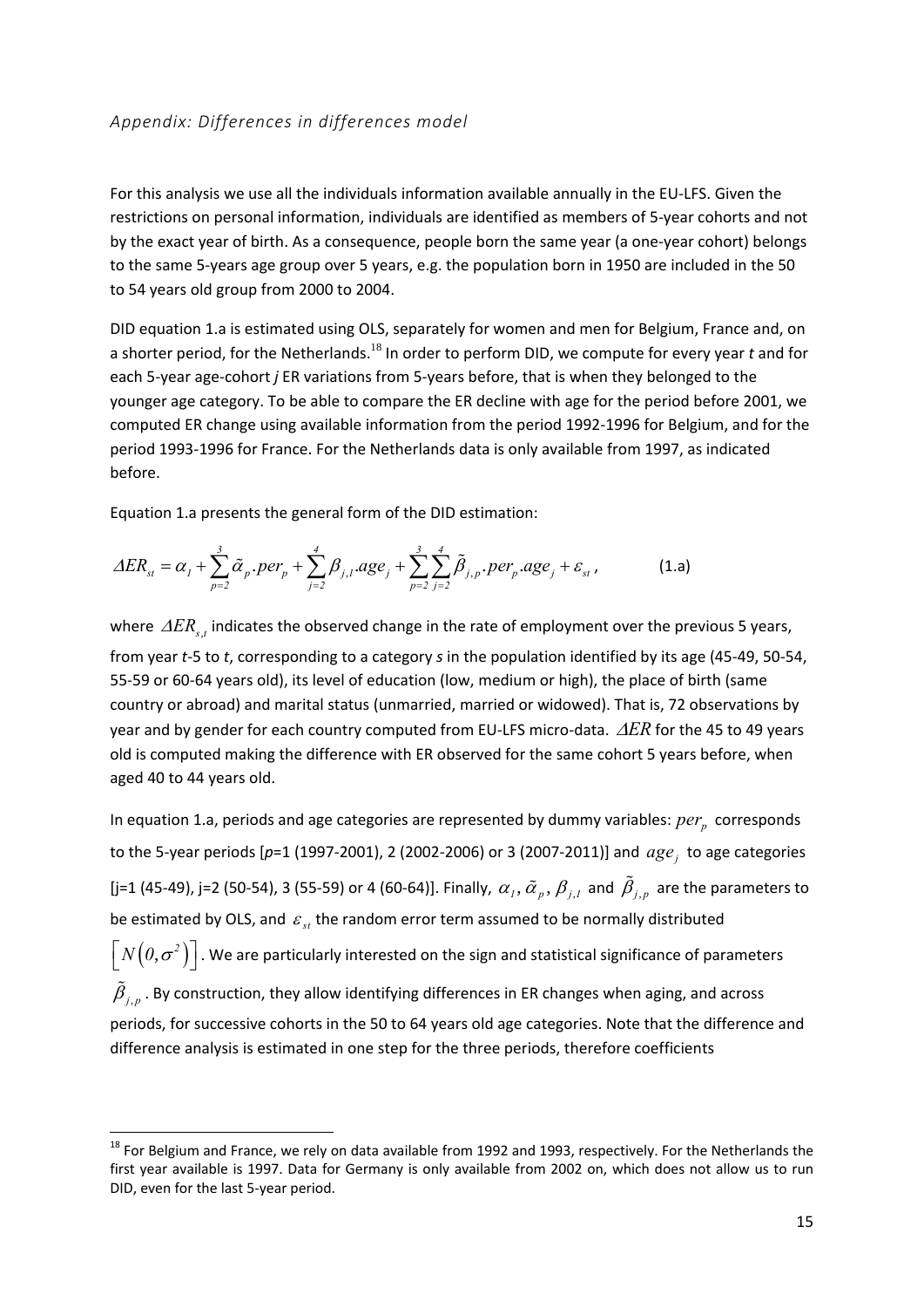*Appendix: Differences in differences model*

For this analysis we use all the individuals information available annually in the EU-LFS. Given the restrictions on personal information, individuals are identified as members of 5-year cohorts and not by the exact year of birth. As a consequence, people born the same year (a one-year cohort) belongs to the same 5-years age group over 5 years, e.g. the population born in 1950 are included in the 50 to 54 years old group from 2000 to 2004.

DID equation 1.a is estimated using OLS, separately for women and men for Belgium, France and, on a shorter period, for the Netherlands.[18] In order to perform DID, we compute for every year *t* and for each 5-year age-cohort *j* ER variations from 5-years before, that is when they belonged to the younger age category. To be able to compare the ER decline with age for the period before 2001, we computed ER change using available information from the period 1992-1996 for Belgium, and for the period 1993-1996 for France. For the Netherlands data is only available from 1997, as indicated before.

Equation 1.a presents the general form of the DID estimation:

$$\Delta ER_{st} = \alpha_1 + \sum_{p=2}^{3} \tilde{\alpha}_p . per_p + \sum_{j=2}^{4} \beta_{j,1} . age_j + \sum_{p=2}^{3} \sum_{j=2}^{4} \tilde{\beta}_{j,p} . per_p . age_j + \varepsilon_{st} , \qquad (1.a)$$

where $\Delta ER_{s,t}$ indicates the observed change in the rate of employment over the previous 5 years, from year *t*-5 to *t*, corresponding to a category *s* in the population identified by its age (45-49, 50-54, 55-59 or 60-64 years old), its level of education (low, medium or high), the place of birth (same country or abroad) and marital status (unmarried, married or widowed). That is, 72 observations by year and by gender for each country computed from EU-LFS micro-data. $\Delta ER$ for the 45 to 49 years old is computed making the difference with ER observed for the same cohort 5 years before, when aged 40 to 44 years old.

In equation 1.a, periods and age categories are represented by dummy variables: $per_p$ corresponds to the 5-year periods [*p*=1 (1997-2001), 2 (2002-2006) or 3 (2007-2011)] and $age_j$ to age categories [j=1 (45-49), j=2 (50-54), 3 (55-59) or 4 (60-64)]. Finally, $\alpha_1$, $\tilde{\alpha}_p$, $\beta_{j,1}$ and $\tilde{\beta}_{j,p}$ are the parameters to be estimated by OLS, and $\varepsilon_{st}$ the random error term assumed to be normally distributed $\left[ N\left(0,\sigma^2\right) \right]$. We are particularly interested on the sign and statistical significance of parameters $\tilde{\beta}_{j,p}$. By construction, they allow identifying differences in ER changes when aging, and across periods, for successive cohorts in the 50 to 64 years old age categories. Note that the difference and difference analysis is estimated in one step for the three periods, therefore coefficients

[18] For Belgium and France, we rely on data available from 1992 and 1993, respectively. For the Netherlands the first year available is 1997. Data for Germany is only available from 2002 on, which does not allow us to run DID, even for the last 5-year period.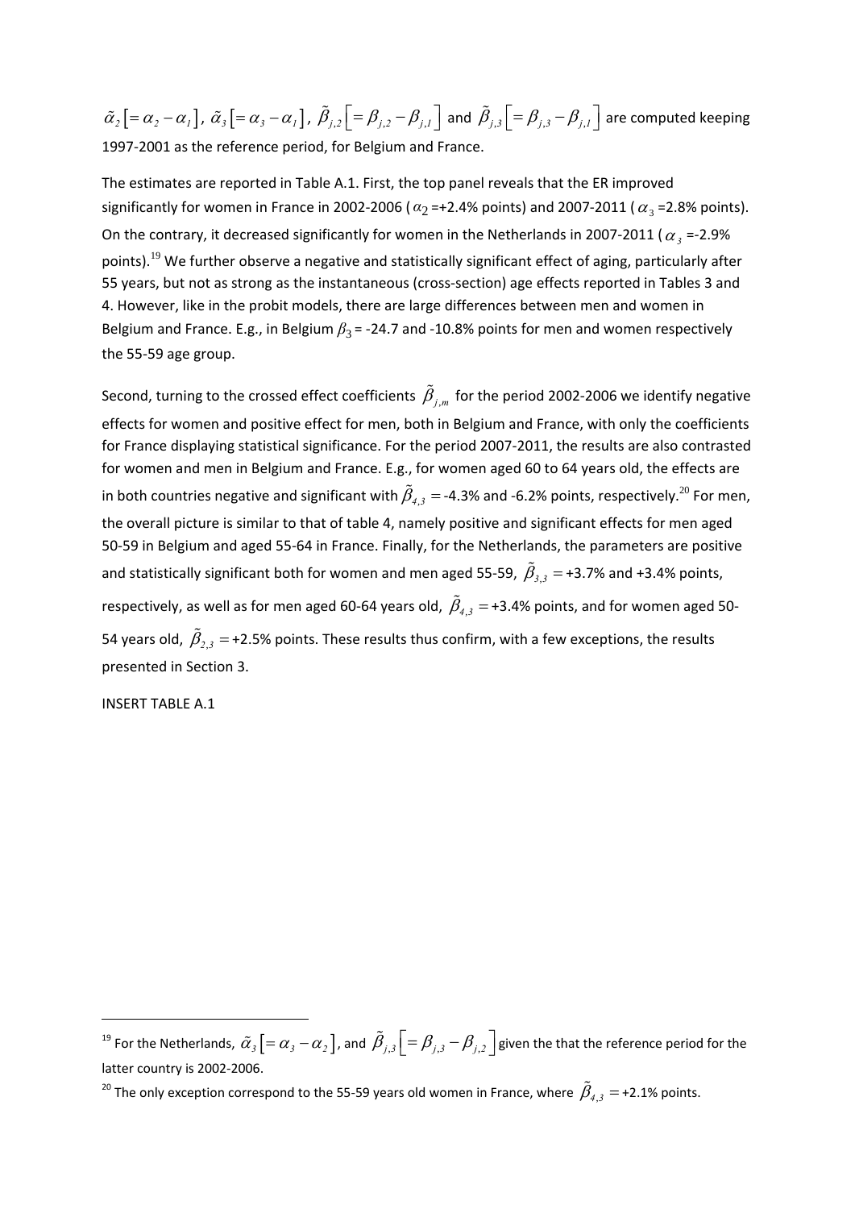$\tilde{\alpha}_2 \left[ = \alpha_2 - \alpha_1 \right]$, $\tilde{\alpha}_3 \left[ = \alpha_3 - \alpha_1 \right]$, $\tilde{\beta}_{j,2} \left[ = \beta_{j,2} - \beta_{j,1} \right]$ and $\tilde{\beta}_{j,3} \left[ = \beta_{j,3} - \beta_{j,1} \right]$ are computed keeping 1997-2001 as the reference period, for Belgium and France.

The estimates are reported in Table A.1. First, the top panel reveals that the ER improved significantly for women in France in 2002-2006 ($\alpha_2$ =+2.4% points) and 2007-2011 ($\alpha_3$ =2.8% points). On the contrary, it decreased significantly for women in the Netherlands in 2007-2011 ($\alpha_3$ =-2.9% points).[19] We further observe a negative and statistically significant effect of aging, particularly after 55 years, but not as strong as the instantaneous (cross-section) age effects reported in Tables 3 and 4. However, like in the probit models, there are large differences between men and women in Belgium and France. E.g., in Belgium $\beta_3$ = -24.7 and -10.8% points for men and women respectively the 55-59 age group.

Second, turning to the crossed effect coefficients $\tilde{\beta}_{j,m}$ for the period 2002-2006 we identify negative effects for women and positive effect for men, both in Belgium and France, with only the coefficients for France displaying statistical significance. For the period 2007-2011, the results are also contrasted for women and men in Belgium and France. E.g., for women aged 60 to 64 years old, the effects are in both countries negative and significant with $\tilde{\beta}_{4,3} =$ -4.3% and -6.2% points, respectively.[20] For men, the overall picture is similar to that of table 4, namely positive and significant effects for men aged 50-59 in Belgium and aged 55-64 in France. Finally, for the Netherlands, the parameters are positive and statistically significant both for women and men aged 55-59, $\tilde{\beta}_{3,3} =$ +3.7% and +3.4% points, respectively, as well as for men aged 60-64 years old, $\tilde{\beta}_{4,3} =$ +3.4% points, and for women aged 50-54 years old, $\tilde{\beta}_{2,3} =$ +2.5% points. These results thus confirm, with a few exceptions, the results presented in Section 3.

INSERT TABLE A.1

---

[19] For the Netherlands, $\tilde{\alpha}_3 \left[ = \alpha_3 - \alpha_2 \right]$, and $\tilde{\beta}_{j,3} \left[ = \beta_{j,3} - \beta_{j,2} \right]$ given the that the reference period for the latter country is 2002-2006.

[20] The only exception correspond to the 55-59 years old women in France, where $\tilde{\beta}_{4,3} =$ +2.1% points.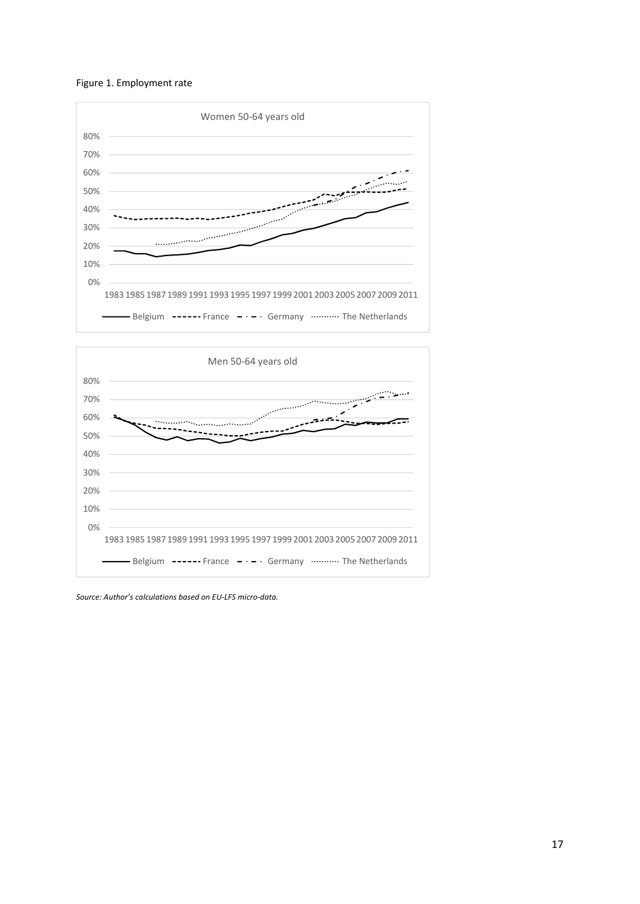Figure 1. Employment rate

*Source: Author's calculations based on EU-LFS micro-data.*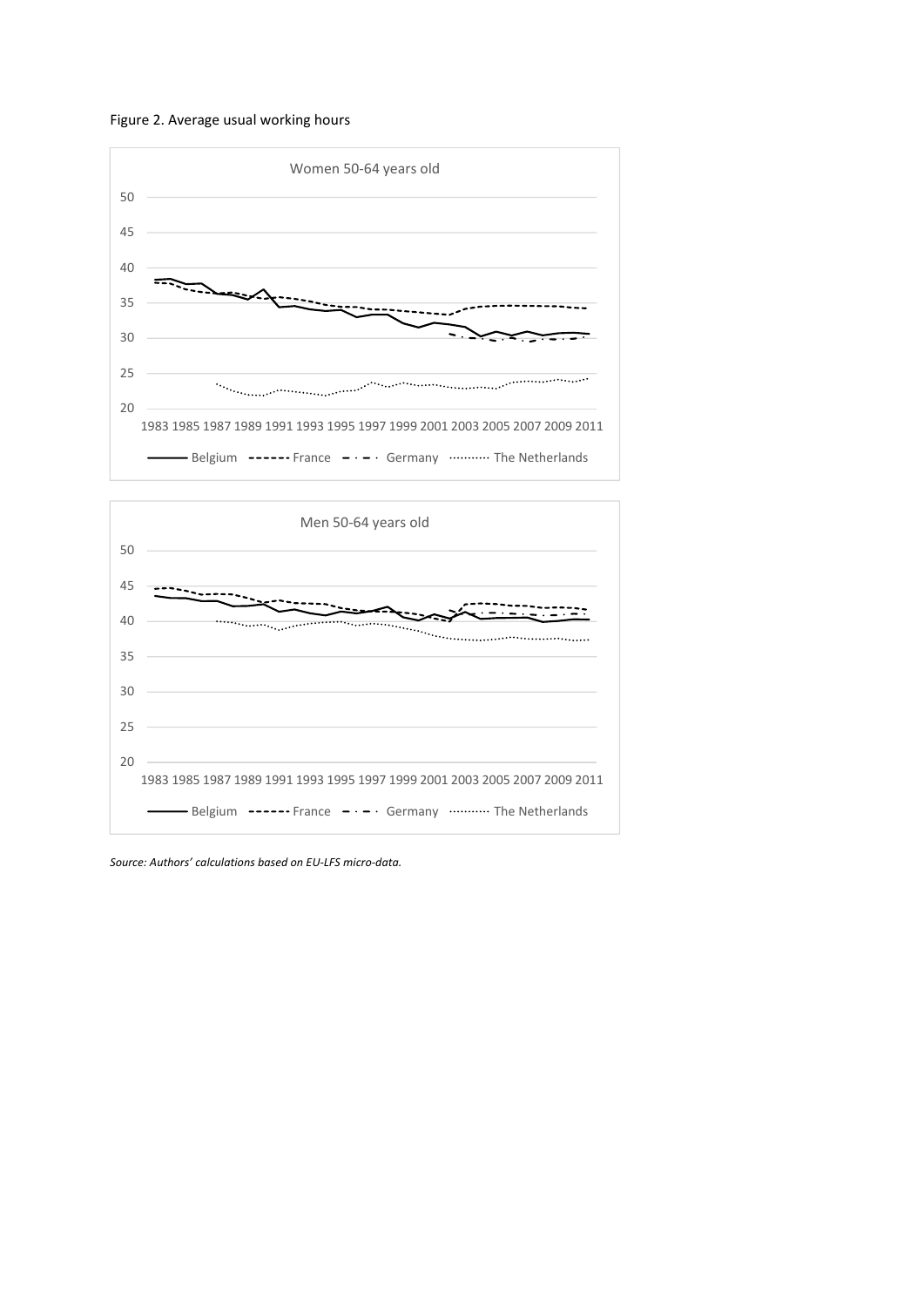Figure 2. Average usual working hours

*Source: Authors' calculations based on EU-LFS micro-data.*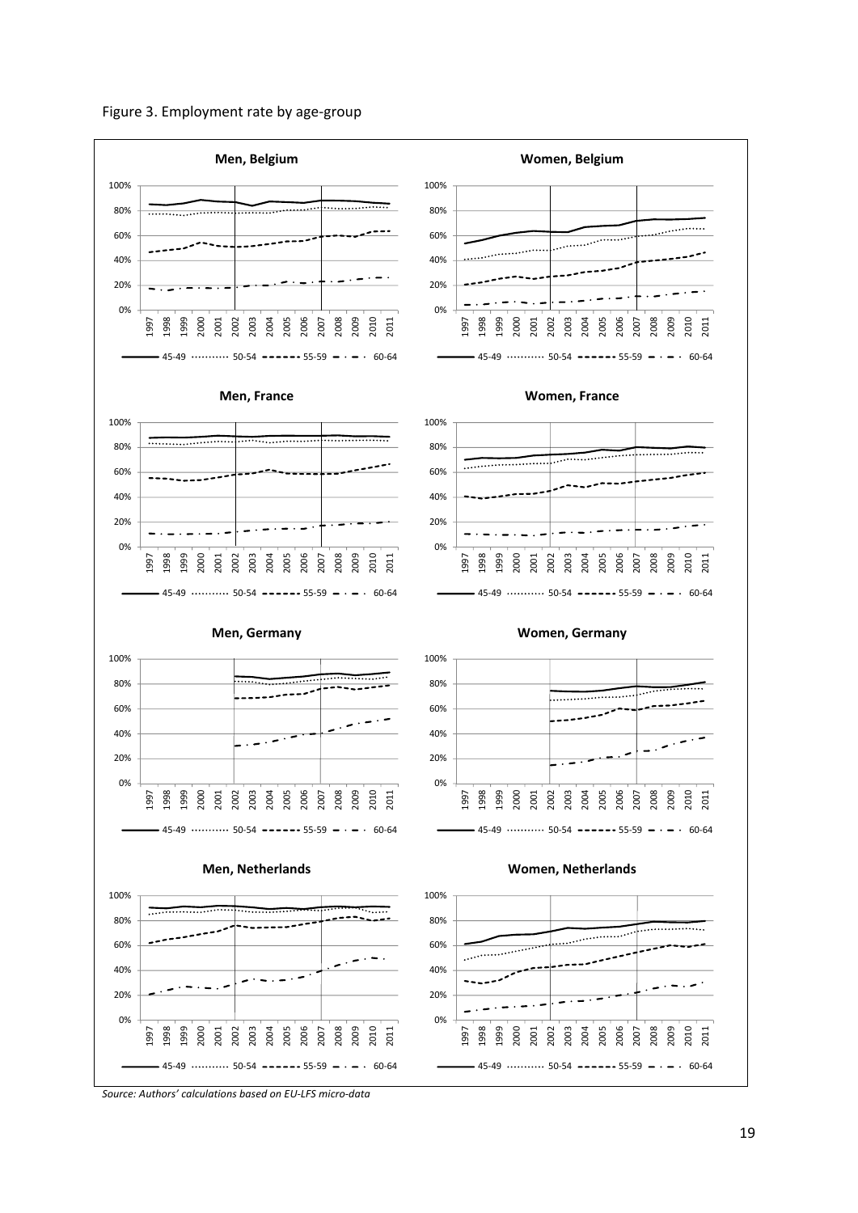Figure 3. Employment rate by age-group

*Source: Authors' calculations based on EU-LFS micro-data*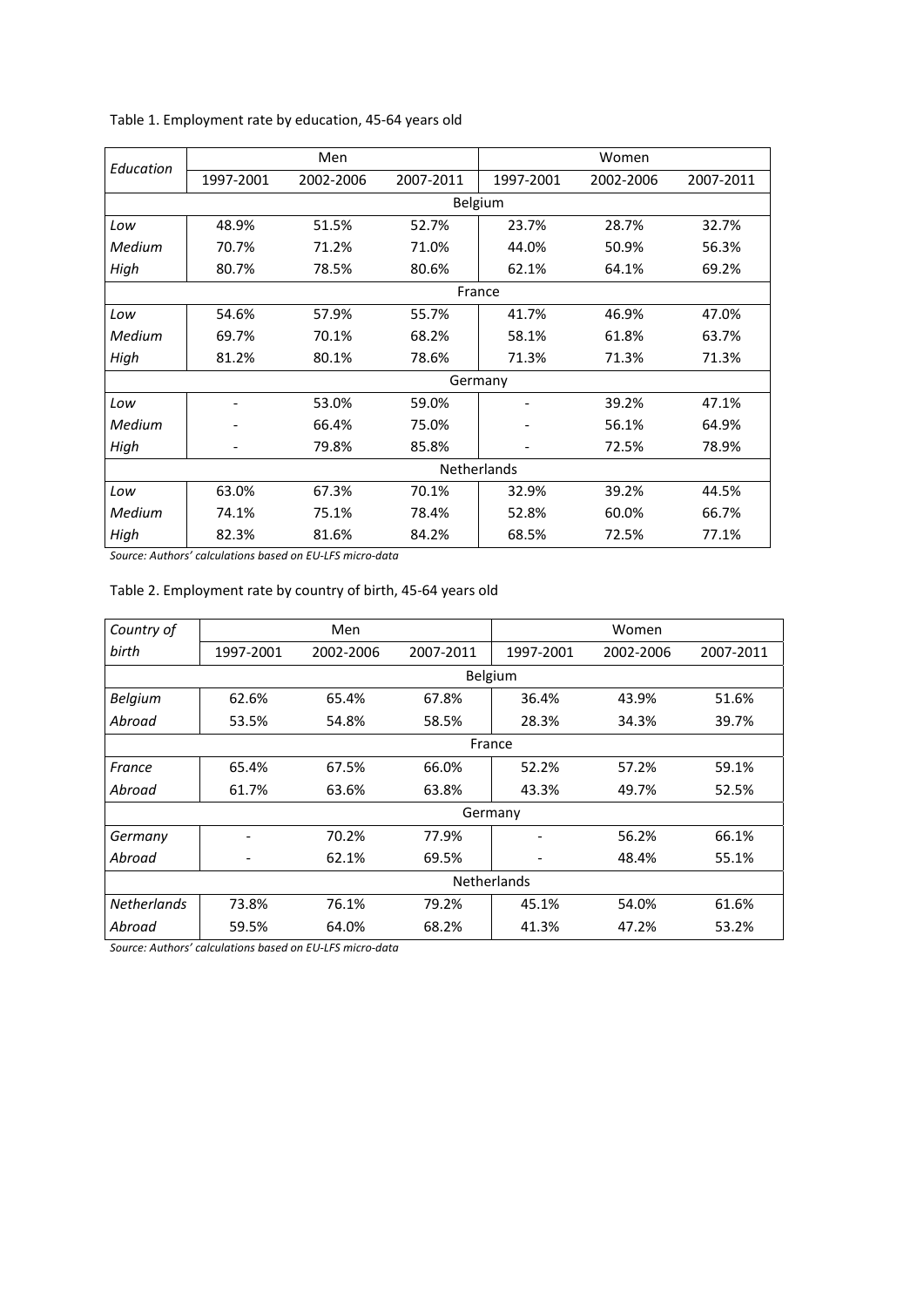Table 1. Employment rate by education, 45-64 years old

| *Education* | Men | | | Women | | |
|---|---|---|---|---|---|---|
| | 1997-2001 | 2002-2006 | 2007-2011 | 1997-2001 | 2002-2006 | 2007-2011 |
| | | | Belgium | | | |
| *Low* | 48.9% | 51.5% | 52.7% | 23.7% | 28.7% | 32.7% |
| *Medium* | 70.7% | 71.2% | 71.0% | 44.0% | 50.9% | 56.3% |
| *High* | 80.7% | 78.5% | 80.6% | 62.1% | 64.1% | 69.2% |
| | | | France | | | |
| *Low* | 54.6% | 57.9% | 55.7% | 41.7% | 46.9% | 47.0% |
| *Medium* | 69.7% | 70.1% | 68.2% | 58.1% | 61.8% | 63.7% |
| *High* | 81.2% | 80.1% | 78.6% | 71.3% | 71.3% | 71.3% |
| | | | Germany | | | |
| *Low* | - | 53.0% | 59.0% | - | 39.2% | 47.1% |
| *Medium* | - | 66.4% | 75.0% | - | 56.1% | 64.9% |
| *High* | - | 79.8% | 85.8% | - | 72.5% | 78.9% |
| | | | Netherlands | | | |
| *Low* | 63.0% | 67.3% | 70.1% | 32.9% | 39.2% | 44.5% |
| *Medium* | 74.1% | 75.1% | 78.4% | 52.8% | 60.0% | 66.7% |
| *High* | 82.3% | 81.6% | 84.2% | 68.5% | 72.5% | 77.1% |

*Source: Authors' calculations based on EU-LFS micro-data*

Table 2. Employment rate by country of birth, 45-64 years old

| *Country of birth* | Men | | | Women | | |
|---|---|---|---|---|---|---|
| | 1997-2001 | 2002-2006 | 2007-2011 | 1997-2001 | 2002-2006 | 2007-2011 |
| | | | Belgium | | | |
| *Belgium* | 62.6% | 65.4% | 67.8% | 36.4% | 43.9% | 51.6% |
| *Abroad* | 53.5% | 54.8% | 58.5% | 28.3% | 34.3% | 39.7% |
| | | | France | | | |
| *France* | 65.4% | 67.5% | 66.0% | 52.2% | 57.2% | 59.1% |
| *Abroad* | 61.7% | 63.6% | 63.8% | 43.3% | 49.7% | 52.5% |
| | | | Germany | | | |
| *Germany* | - | 70.2% | 77.9% | - | 56.2% | 66.1% |
| *Abroad* | - | 62.1% | 69.5% | - | 48.4% | 55.1% |
| | | | Netherlands | | | |
| *Netherlands* | 73.8% | 76.1% | 79.2% | 45.1% | 54.0% | 61.6% |
| *Abroad* | 59.5% | 64.0% | 68.2% | 41.3% | 47.2% | 53.2% |

*Source: Authors' calculations based on EU-LFS micro-data*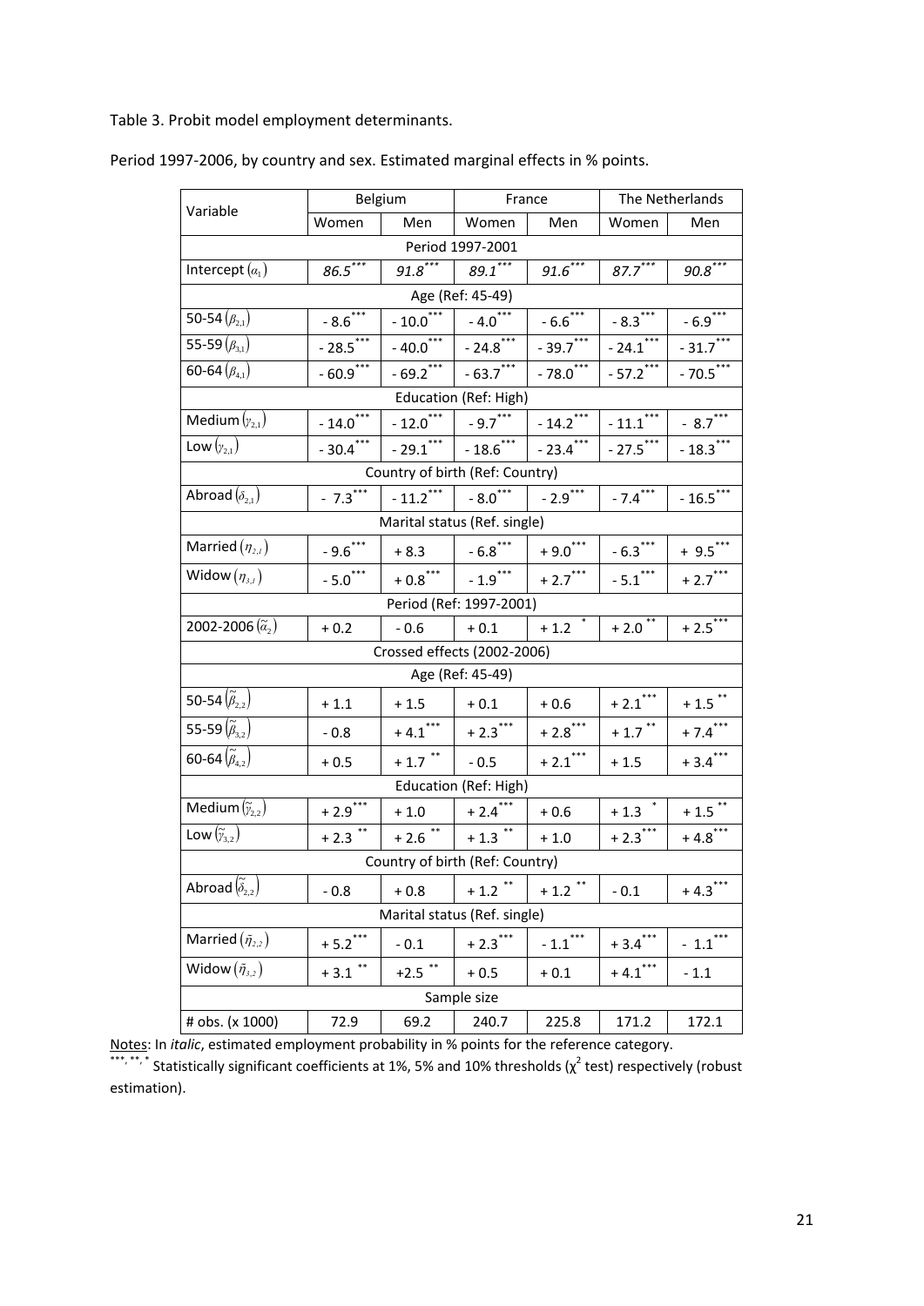Table 3. Probit model employment determinants.

Period 1997-2006, by country and sex. Estimated marginal effects in % points.

| Variable | Belgium | | France | | The Netherlands | |
|---|---|---|---|---|---|---|
| | Women | Men | Women | Men | Women | Men |
| Period 1997-2001 | | | | | | |
| Intercept $(\alpha_1)$ | *86.5*$^{***}$ | *91.8*$^{***}$ | *89.1*$^{***}$ | *91.6*$^{***}$ | *87.7*$^{***}$ | *90.8*$^{***}$ |
| Age (Ref: 45-49) | | | | | | |
| 50-54 $(\beta_{2,1})$ | - 8.6$^{***}$ | - 10.0$^{***}$ | - 4.0$^{***}$ | - 6.6$^{***}$ | - 8.3$^{***}$ | - 6.9$^{***}$ |
| 55-59 $(\beta_{3,1})$ | - 28.5$^{***}$ | - 40.0$^{***}$ | - 24.8$^{***}$ | - 39.7$^{***}$ | - 24.1$^{***}$ | - 31.7$^{***}$ |
| 60-64 $(\beta_{4,1})$ | - 60.9$^{***}$ | - 69.2$^{***}$ | - 63.7$^{***}$ | - 78.0$^{***}$ | - 57.2$^{***}$ | - 70.5$^{***}$ |
| Education (Ref: High) | | | | | | |
| Medium $(\gamma_{2,1})$ | - 14.0$^{***}$ | - 12.0$^{***}$ | - 9.7$^{***}$ | - 14.2$^{***}$ | - 11.1$^{***}$ | - 8.7$^{***}$ |
| Low $(\gamma_{2,1})$ | - 30.4$^{***}$ | - 29.1$^{***}$ | - 18.6$^{***}$ | - 23.4$^{***}$ | - 27.5$^{***}$ | - 18.3$^{***}$ |
| Country of birth (Ref: Country) | | | | | | |
| Abroad $(\delta_{2,1})$ | - 7.3$^{***}$ | - 11.2$^{***}$ | - 8.0$^{***}$ | - 2.9$^{***}$ | - 7.4$^{***}$ | - 16.5$^{***}$ |
| Marital status (Ref. single) | | | | | | |
| Married $(\eta_{2,1})$ | - 9.6$^{***}$ | + 8.3 | - 6.8$^{***}$ | + 9.0$^{***}$ | - 6.3$^{***}$ | + 9.5$^{***}$ |
| Widow $(\eta_{3,1})$ | - 5.0$^{***}$ | + 0.8$^{***}$ | - 1.9$^{***}$ | + 2.7$^{***}$ | - 5.1$^{***}$ | + 2.7$^{***}$ |
| Period (Ref: 1997-2001) | | | | | | |
| 2002-2006 $(\tilde{\alpha}_2)$ | + 0.2 | - 0.6 | + 0.1 | + 1.2 $^{*}$ | + 2.0 $^{**}$ | + 2.5$^{***}$ |
| Crossed effects (2002-2006) | | | | | | |
| Age (Ref: 45-49) | | | | | | |
| 50-54 $(\tilde{\beta}_{2,2})$ | + 1.1 | + 1.5 | + 0.1 | + 0.6 | + 2.1$^{***}$ | + 1.5 $^{**}$ |
| 55-59 $(\tilde{\beta}_{3,2})$ | - 0.8 | + 4.1$^{***}$ | + 2.3$^{***}$ | + 2.8$^{***}$ | + 1.7 $^{**}$ | + 7.4$^{***}$ |
| 60-64 $(\tilde{\beta}_{4,2})$ | + 0.5 | + 1.7 $^{**}$ | - 0.5 | + 2.1$^{***}$ | + 1.5 | + 3.4$^{***}$ |
| Education (Ref: High) | | | | | | |
| Medium $(\tilde{\gamma}_{2,2})$ | + 2.9$^{***}$ | + 1.0 | + 2.4$^{***}$ | + 0.6 | + 1.3 $^{*}$ | + 1.5 $^{**}$ |
| Low $(\tilde{\gamma}_{3,2})$ | + 2.3 $^{**}$ | + 2.6 $^{**}$ | + 1.3 $^{**}$ | + 1.0 | + 2.3$^{***}$ | + 4.8$^{***}$ |
| Country of birth (Ref: Country) | | | | | | |
| Abroad $(\tilde{\delta}_{2,2})$ | - 0.8 | + 0.8 | + 1.2 $^{**}$ | + 1.2 $^{**}$ | - 0.1 | + 4.3$^{***}$ |
| Marital status (Ref. single) | | | | | | |
| Married $(\tilde{\eta}_{2,2})$ | + 5.2$^{***}$ | - 0.1 | + 2.3$^{***}$ | - 1.1$^{***}$ | + 3.4$^{***}$ | - 1.1$^{***}$ |
| Widow $(\tilde{\eta}_{3,2})$ | + 3.1 $^{**}$ | +2.5 $^{**}$ | + 0.5 | + 0.1 | + 4.1$^{***}$ | - 1.1 |
| Sample size | | | | | | |
| # obs. (x 1000) | 72.9 | 69.2 | 240.7 | 225.8 | 171.2 | 172.1 |

Notes: In *italic*, estimated employment probability in % points for the reference category.
***, **, * Statistically significant coefficients at 1%, 5% and 10% thresholds ($\chi^2$ test) respectively (robust estimation).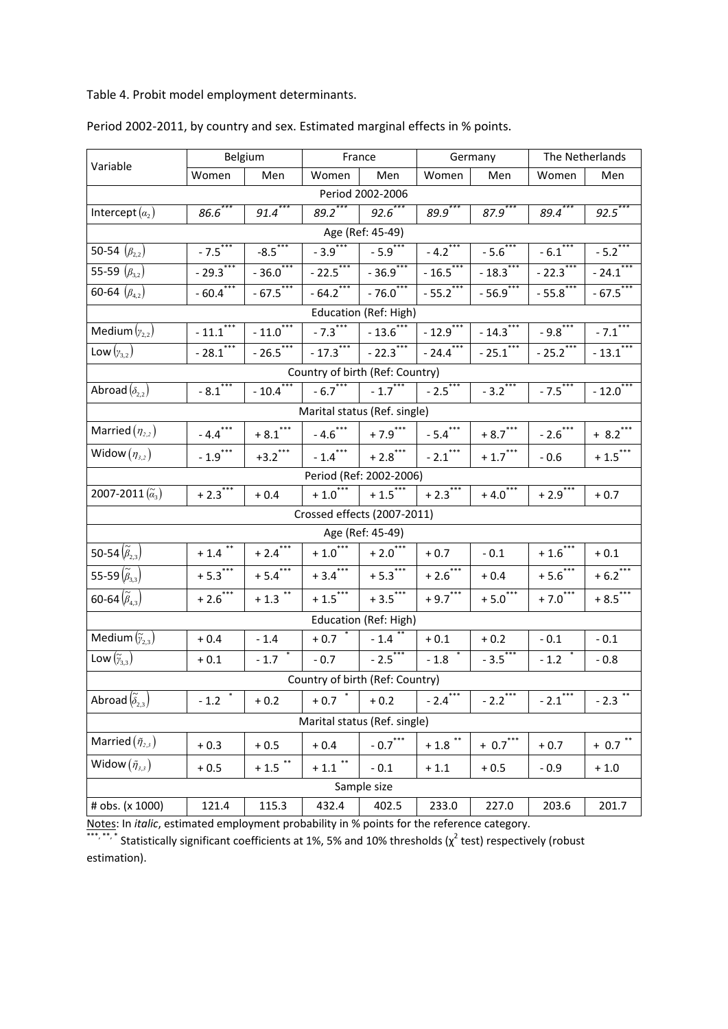Table 4. Probit model employment determinants.

Period 2002-2011, by country and sex. Estimated marginal effects in % points.

| Variable | Belgium | | France | | Germany | | The Netherlands | |
|---|---|---|---|---|---|---|---|---|
| | Women | Men | Women | Men | Women | Men | Women | Men |
| **Period 2002-2006** | | | | | | | | |
| Intercept $(\alpha_2)$ | *86.6*$^{***}$ | *91.4*$^{***}$ | *89.2*$^{***}$ | *92.6*$^{***}$ | *89.9*$^{***}$ | *87.9*$^{***}$ | *89.4*$^{***}$ | *92.5*$^{***}$ |
| **Age (Ref: 45-49)** | | | | | | | | |
| 50-54 $(\beta_{2,2})$ | - 7.5$^{***}$ | -8.5$^{***}$ | - 3.9$^{***}$ | - 5.9$^{***}$ | - 4.2$^{***}$ | - 5.6$^{***}$ | - 6.1$^{***}$ | - 5.2$^{***}$ |
| 55-59 $(\beta_{3,2})$ | - 29.3$^{***}$ | - 36.0$^{***}$ | - 22.5$^{***}$ | - 36.9$^{***}$ | - 16.5$^{***}$ | - 18.3$^{***}$ | - 22.3$^{***}$ | - 24.1$^{***}$ |
| 60-64 $(\beta_{4,2})$ | - 60.4$^{***}$ | - 67.5$^{***}$ | - 64.2$^{***}$ | - 76.0$^{***}$ | - 55.2$^{***}$ | - 56.9$^{***}$ | - 55.8$^{***}$ | - 67.5$^{***}$ |
| **Education (Ref: High)** | | | | | | | | |
| Medium $(\gamma_{2,2})$ | - 11.1$^{***}$ | - 11.0$^{***}$ | - 7.3$^{***}$ | - 13.6$^{***}$ | - 12.9$^{***}$ | - 14.3$^{***}$ | - 9.8$^{***}$ | - 7.1$^{***}$ |
| Low $(\gamma_{3,2})$ | - 28.1$^{***}$ | - 26.5$^{***}$ | - 17.3$^{***}$ | - 22.3$^{***}$ | - 24.4$^{***}$ | - 25.1$^{***}$ | - 25.2$^{***}$ | - 13.1$^{***}$ |
| **Country of birth (Ref: Country)** | | | | | | | | |
| Abroad $(\delta_{2,2})$ | - 8.1$^{***}$ | - 10.4$^{***}$ | - 6.7$^{***}$ | - 1.7$^{***}$ | - 2.5$^{***}$ | - 3.2$^{***}$ | - 7.5$^{***}$ | - 12.0$^{***}$ |
| **Marital status (Ref. single)** | | | | | | | | |
| Married $(\eta_{2,2})$ | - 4.4$^{***}$ | + 8.1$^{***}$ | - 4.6$^{***}$ | + 7.9$^{***}$ | - 5.4$^{***}$ | + 8.7$^{***}$ | - 2.6$^{***}$ | + 8.2$^{***}$ |
| Widow $(\eta_{3,2})$ | - 1.9$^{***}$ | +3.2$^{***}$ | - 1.4$^{***}$ | + 2.8$^{***}$ | - 2.1$^{***}$ | + 1.7$^{***}$ | - 0.6 | + 1.5$^{***}$ |
| **Period (Ref: 2002-2006)** | | | | | | | | |
| 2007-2011 $(\tilde{\alpha}_3)$ | + 2.3$^{***}$ | + 0.4 | + 1.0$^{***}$ | + 1.5$^{***}$ | + 2.3$^{***}$ | + 4.0$^{***}$ | + 2.9$^{***}$ | + 0.7 |
| **Crossed effects (2007-2011)** | | | | | | | | |
| **Age (Ref: 45-49)** | | | | | | | | |
| 50-54 $(\tilde{\beta}_{2,3})$ | + 1.4$^{**}$ | + 2.4$^{***}$ | + 1.0$^{***}$ | + 2.0$^{***}$ | + 0.7 | - 0.1 | + 1.6$^{***}$ | + 0.1 |
| 55-59 $(\tilde{\beta}_{3,3})$ | + 5.3$^{***}$ | + 5.4$^{***}$ | + 3.4$^{***}$ | + 5.3$^{***}$ | + 2.6$^{***}$ | + 0.4 | + 5.6$^{***}$ | + 6.2$^{***}$ |
| 60-64 $(\tilde{\beta}_{4,3})$ | + 2.6$^{***}$ | + 1.3$^{**}$ | + 1.5$^{***}$ | + 3.5$^{***}$ | + 9.7$^{***}$ | + 5.0$^{***}$ | + 7.0$^{***}$ | + 8.5$^{***}$ |
| **Education (Ref: High)** | | | | | | | | |
| Medium $(\tilde{\gamma}_{2,3})$ | + 0.4 | - 1.4 | + 0.7$^{*}$ | - 1.4$^{**}$ | + 0.1 | + 0.2 | - 0.1 | - 0.1 |
| Low $(\tilde{\gamma}_{3,3})$ | + 0.1 | - 1.7$^{*}$ | - 0.7 | - 2.5$^{***}$ | - 1.8$^{*}$ | - 3.5$^{***}$ | - 1.2$^{*}$ | - 0.8 |
| **Country of birth (Ref: Country)** | | | | | | | | |
| Abroad $(\tilde{\delta}_{2,3})$ | - 1.2$^{*}$ | + 0.2 | + 0.7$^{*}$ | + 0.2 | - 2.4$^{***}$ | - 2.2$^{***}$ | - 2.1$^{***}$ | - 2.3$^{**}$ |
| **Marital status (Ref. single)** | | | | | | | | |
| Married $(\tilde{\eta}_{2,3})$ | + 0.3 | + 0.5 | + 0.4 | - 0.7$^{***}$ | + 1.8$^{**}$ | + 0.7$^{***}$ | + 0.7 | + 0.7$^{**}$ |
| Widow $(\tilde{\eta}_{3,3})$ | + 0.5 | + 1.5$^{**}$ | + 1.1$^{**}$ | - 0.1 | + 1.1 | + 0.5 | - 0.9 | + 1.0 |
| **Sample size** | | | | | | | | |
| # obs. (x 1000) | 121.4 | 115.3 | 432.4 | 402.5 | 233.0 | 227.0 | 203.6 | 201.7 |

Notes: In *italic*, estimated employment probability in % points for the reference category.

***, **, * Statistically significant coefficients at 1%, 5% and 10% thresholds ($\chi^2$ test) respectively (robust estimation).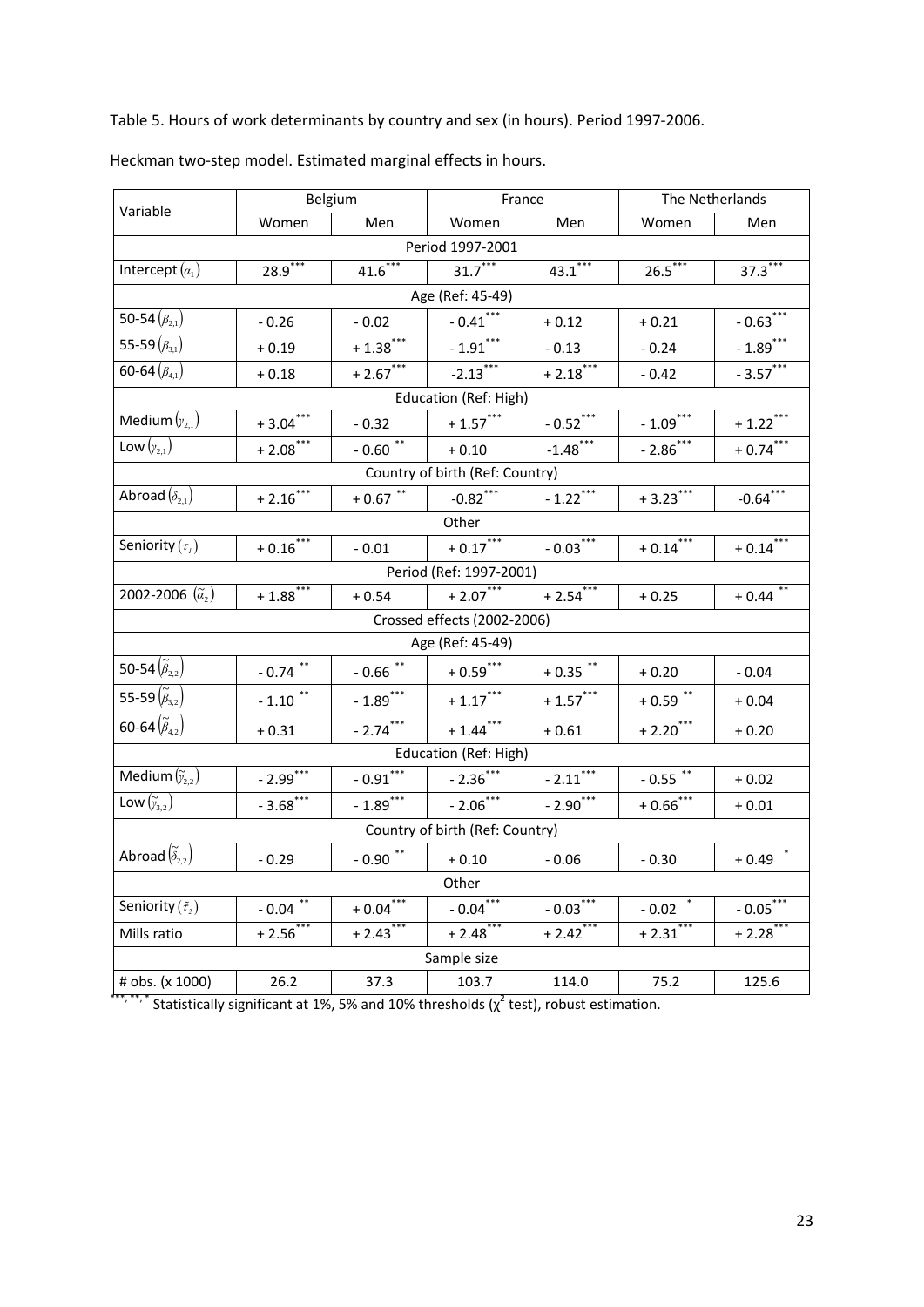Table 5. Hours of work determinants by country and sex (in hours). Period 1997-2006.

Heckman two-step model. Estimated marginal effects in hours.

| Variable | Belgium | | France | | The Netherlands | |
|---|---|---|---|---|---|---|
| | Women | Men | Women | Men | Women | Men |
| **Period 1997-2001** | | | | | | |
| Intercept $(\alpha_1)$ | 28.9*** | 41.6*** | 31.7*** | 43.1*** | 26.5*** | 37.3*** |
| **Age (Ref: 45-49)** | | | | | | |
| 50-54 $(\beta_{2,1})$ | - 0.26 | - 0.02 | - 0.41*** | + 0.12 | + 0.21 | - 0.63*** |
| 55-59 $(\beta_{3,1})$ | + 0.19 | + 1.38*** | - 1.91*** | - 0.13 | - 0.24 | - 1.89*** |
| 60-64 $(\beta_{4,1})$ | + 0.18 | + 2.67*** | -2.13*** | + 2.18*** | - 0.42 | - 3.57*** |
| **Education (Ref: High)** | | | | | | |
| Medium $(\gamma_{2,1})$ | + 3.04*** | - 0.32 | + 1.57*** | - 0.52*** | - 1.09*** | + 1.22*** |
| Low $(\gamma_{2,1})$ | + 2.08*** | - 0.60 ** | + 0.10 | -1.48*** | - 2.86*** | + 0.74*** |
| **Country of birth (Ref: Country)** | | | | | | |
| Abroad $(\delta_{2,1})$ | + 2.16*** | + 0.67 ** | -0.82*** | - 1.22*** | + 3.23*** | -0.64*** |
| **Other** | | | | | | |
| Seniority $(\tau_1)$ | + 0.16*** | - 0.01 | + 0.17*** | - 0.03*** | + 0.14*** | + 0.14*** |
| **Period (Ref: 1997-2001)** | | | | | | |
| 2002-2006 $(\tilde{\alpha}_2)$ | + 1.88*** | + 0.54 | + 2.07*** | + 2.54*** | + 0.25 | + 0.44 ** |
| **Crossed effects (2002-2006)** | | | | | | |
| **Age (Ref: 45-49)** | | | | | | |
| 50-54 $(\tilde{\beta}_{2,2})$ | - 0.74 ** | - 0.66 ** | + 0.59*** | + 0.35 ** | + 0.20 | - 0.04 |
| 55-59 $(\tilde{\beta}_{3,2})$ | - 1.10 ** | - 1.89*** | + 1.17*** | + 1.57*** | + 0.59 ** | + 0.04 |
| 60-64 $(\tilde{\beta}_{4,2})$ | + 0.31 | - 2.74*** | + 1.44*** | + 0.61 | + 2.20*** | + 0.20 |
| **Education (Ref: High)** | | | | | | |
| Medium $(\tilde{\gamma}_{2,2})$ | - 2.99*** | - 0.91*** | - 2.36*** | - 2.11*** | - 0.55 ** | + 0.02 |
| Low $(\tilde{\gamma}_{3,2})$ | - 3.68*** | - 1.89*** | - 2.06*** | - 2.90*** | + 0.66*** | + 0.01 |
| **Country of birth (Ref: Country)** | | | | | | |
| Abroad $(\tilde{\delta}_{2,2})$ | - 0.29 | - 0.90 ** | + 0.10 | - 0.06 | - 0.30 | + 0.49 * |
| **Other** | | | | | | |
| Seniority $(\tilde{\tau}_2)$ | - 0.04 ** | + 0.04*** | - 0.04*** | - 0.03*** | - 0.02 * | - 0.05*** |
| Mills ratio | + 2.56*** | + 2.43*** | + 2.48*** | + 2.42*** | + 2.31*** | + 2.28*** |
| **Sample size** | | | | | | |
| # obs. (x 1000) | 26.2 | 37.3 | 103.7 | 114.0 | 75.2 | 125.6 |

***, **, * Statistically significant at 1%, 5% and 10% thresholds ($\chi^2$ test), robust estimation.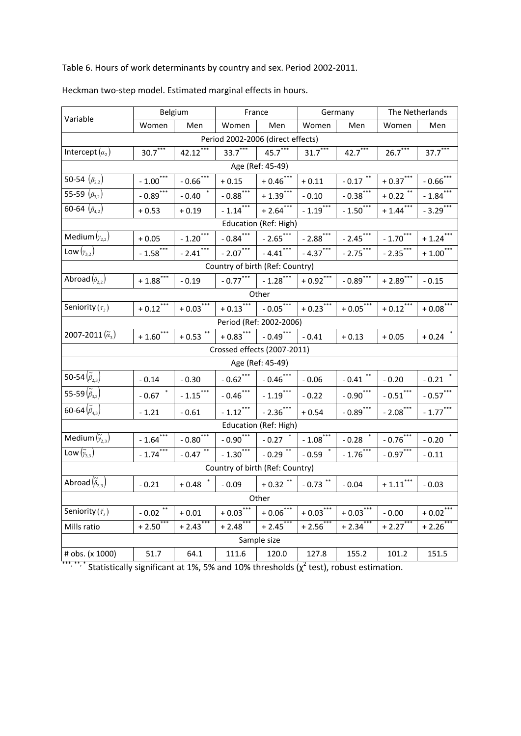Table 6. Hours of work determinants by country and sex. Period 2002-2011.

Heckman two-step model. Estimated marginal effects in hours.

| Variable | Belgium | | France | | Germany | | The Netherlands | |
|---|---|---|---|---|---|---|---|---|
| | Women | Men | Women | Men | Women | Men | Women | Men |
| **Period 2002-2006 (direct effects)** | | | | | | | | |
| Intercept $(\alpha_2)$ | 30.7*** | 42.12*** | 33.7*** | 45.7*** | 31.7*** | 42.7*** | 26.7*** | 37.7*** |
| **Age (Ref: 45-49)** | | | | | | | | |
| 50-54 $(\beta_{2,2})$ | - 1.00*** | - 0.66*** | + 0.15 | + 0.46*** | + 0.11 | - 0.17 ** | + 0.37*** | - 0.66*** |
| 55-59 $(\beta_{3,2})$ | - 0.89*** | - 0.40 * | - 0.88*** | + 1.39*** | - 0.10 | - 0.38*** | + 0.22 ** | - 1.84*** |
| 60-64 $(\beta_{4,2})$ | + 0.53 | + 0.19 | - 1.14*** | + 2.64*** | - 1.19*** | - 1.50*** | + 1.44*** | - 3.29*** |
| **Education (Ref: High)** | | | | | | | | |
| Medium $(\gamma_{2,2})$ | + 0.05 | - 1.20*** | - 0.84*** | - 2.65*** | - 2.88*** | - 2.45*** | - 1.70*** | + 1.24*** |
| Low $(\gamma_{3,2})$ | - 1.58*** | - 2.41*** | - 2.07*** | - 4.41*** | - 4.37*** | - 2.75*** | - 2.35*** | + 1.00*** |
| **Country of birth (Ref: Country)** | | | | | | | | |
| Abroad $(\delta_{2,2})$ | + 1.88*** | - 0.19 | - 0.77*** | - 1.28*** | + 0.92*** | - 0.89*** | + 2.89*** | - 0.15 |
| **Other** | | | | | | | | |
| Seniority $(\tau_2)$ | + 0.12*** | + 0.03*** | + 0.13*** | - 0.05*** | + 0.23*** | + 0.05*** | + 0.12*** | + 0.08*** |
| **Period (Ref: 2002-2006)** | | | | | | | | |
| 2007-2011 $(\tilde{\alpha}_3)$ | + 1.60*** | + 0.53 ** | + 0.83*** | - 0.49*** | - 0.41 | + 0.13 | + 0.05 | + 0.24 * |
| **Crossed effects (2007-2011)** | | | | | | | | |
| **Age (Ref: 45-49)** | | | | | | | | |
| 50-54 $(\tilde{\beta}_{2,3})$ | - 0.14 | - 0.30 | - 0.62*** | - 0.46*** | - 0.06 | - 0.41 ** | - 0.20 | - 0.21 * |
| 55-59 $(\tilde{\beta}_{3,3})$ | - 0.67 * | - 1.15*** | - 0.46*** | - 1.19*** | - 0.22 | - 0.90*** | - 0.51*** | - 0.57*** |
| 60-64 $(\tilde{\beta}_{4,3})$ | - 1.21 | - 0.61 | - 1.12*** | - 2.36*** | + 0.54 | - 0.89*** | - 2.08*** | - 1.77*** |
| **Education (Ref: High)** | | | | | | | | |
| Medium $(\tilde{\gamma}_{2,3})$ | - 1.64*** | - 0.80*** | - 0.90*** | - 0.27 * | - 1.08*** | - 0.28 * | - 0.76*** | - 0.20 * |
| Low $(\tilde{\gamma}_{3,3})$ | - 1.74*** | - 0.47 ** | - 1.30*** | - 0.29 ** | - 0.59 * | - 1.76*** | - 0.97*** | - 0.11 |
| **Country of birth (Ref: Country)** | | | | | | | | |
| Abroad $(\tilde{\delta}_{2,3})$ | - 0.21 | + 0.48 * | - 0.09 | + 0.32 ** | - 0.73 ** | - 0.04 | + 1.11*** | - 0.03 |
| **Other** | | | | | | | | |
| Seniority $(\tilde{\tau}_3)$ | - 0.02 ** | + 0.01 | + 0.03*** | + 0.06*** | + 0.03*** | + 0.03*** | - 0.00 | + 0.02*** |
| Mills ratio | + 2.50*** | + 2.43*** | + 2.48*** | + 2.45*** | + 2.56*** | + 2.34*** | + 2.27*** | + 2.26*** |
| **Sample size** | | | | | | | | |
| # obs. (x 1000) | 51.7 | 64.1 | 111.6 | 120.0 | 127.8 | 155.2 | 101.2 | 151.5 |

***, **, * Statistically significant at 1%, 5% and 10% thresholds ($\chi^2$ test), robust estimation.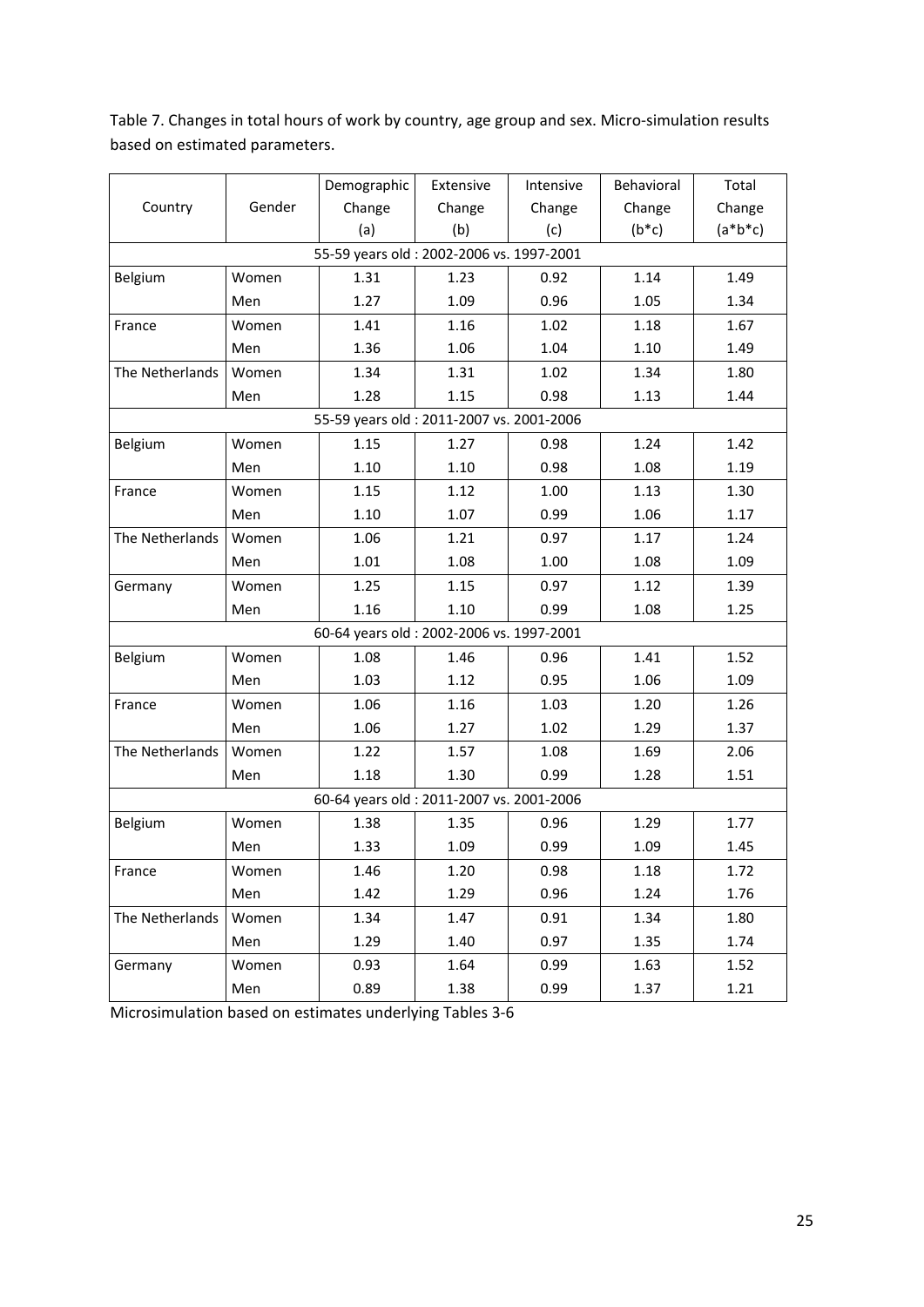Table 7. Changes in total hours of work by country, age group and sex. Micro-simulation results based on estimated parameters.

| Country | Gender | Demographic Change (a) | Extensive Change (b) | Intensive Change (c) | Behavioral Change (b*c) | Total Change (a*b*c) |
|---|---|---|---|---|---|---|
| 55-59 years old : 2002-2006 vs. 1997-2001 | | | | | | |
| Belgium | Women | 1.31 | 1.23 | 0.92 | 1.14 | 1.49 |
| | Men | 1.27 | 1.09 | 0.96 | 1.05 | 1.34 |
| France | Women | 1.41 | 1.16 | 1.02 | 1.18 | 1.67 |
| | Men | 1.36 | 1.06 | 1.04 | 1.10 | 1.49 |
| The Netherlands | Women | 1.34 | 1.31 | 1.02 | 1.34 | 1.80 |
| | Men | 1.28 | 1.15 | 0.98 | 1.13 | 1.44 |
| 55-59 years old : 2011-2007 vs. 2001-2006 | | | | | | |
| Belgium | Women | 1.15 | 1.27 | 0.98 | 1.24 | 1.42 |
| | Men | 1.10 | 1.10 | 0.98 | 1.08 | 1.19 |
| France | Women | 1.15 | 1.12 | 1.00 | 1.13 | 1.30 |
| | Men | 1.10 | 1.07 | 0.99 | 1.06 | 1.17 |
| The Netherlands | Women | 1.06 | 1.21 | 0.97 | 1.17 | 1.24 |
| | Men | 1.01 | 1.08 | 1.00 | 1.08 | 1.09 |
| Germany | Women | 1.25 | 1.15 | 0.97 | 1.12 | 1.39 |
| | Men | 1.16 | 1.10 | 0.99 | 1.08 | 1.25 |
| 60-64 years old : 2002-2006 vs. 1997-2001 | | | | | | |
| Belgium | Women | 1.08 | 1.46 | 0.96 | 1.41 | 1.52 |
| | Men | 1.03 | 1.12 | 0.95 | 1.06 | 1.09 |
| France | Women | 1.06 | 1.16 | 1.03 | 1.20 | 1.26 |
| | Men | 1.06 | 1.27 | 1.02 | 1.29 | 1.37 |
| The Netherlands | Women | 1.22 | 1.57 | 1.08 | 1.69 | 2.06 |
| | Men | 1.18 | 1.30 | 0.99 | 1.28 | 1.51 |
| 60-64 years old : 2011-2007 vs. 2001-2006 | | | | | | |
| Belgium | Women | 1.38 | 1.35 | 0.96 | 1.29 | 1.77 |
| | Men | 1.33 | 1.09 | 0.99 | 1.09 | 1.45 |
| France | Women | 1.46 | 1.20 | 0.98 | 1.18 | 1.72 |
| | Men | 1.42 | 1.29 | 0.96 | 1.24 | 1.76 |
| The Netherlands | Women | 1.34 | 1.47 | 0.91 | 1.34 | 1.80 |
| | Men | 1.29 | 1.40 | 0.97 | 1.35 | 1.74 |
| Germany | Women | 0.93 | 1.64 | 0.99 | 1.63 | 1.52 |
| | Men | 0.89 | 1.38 | 0.99 | 1.37 | 1.21 |

Microsimulation based on estimates underlying Tables 3-6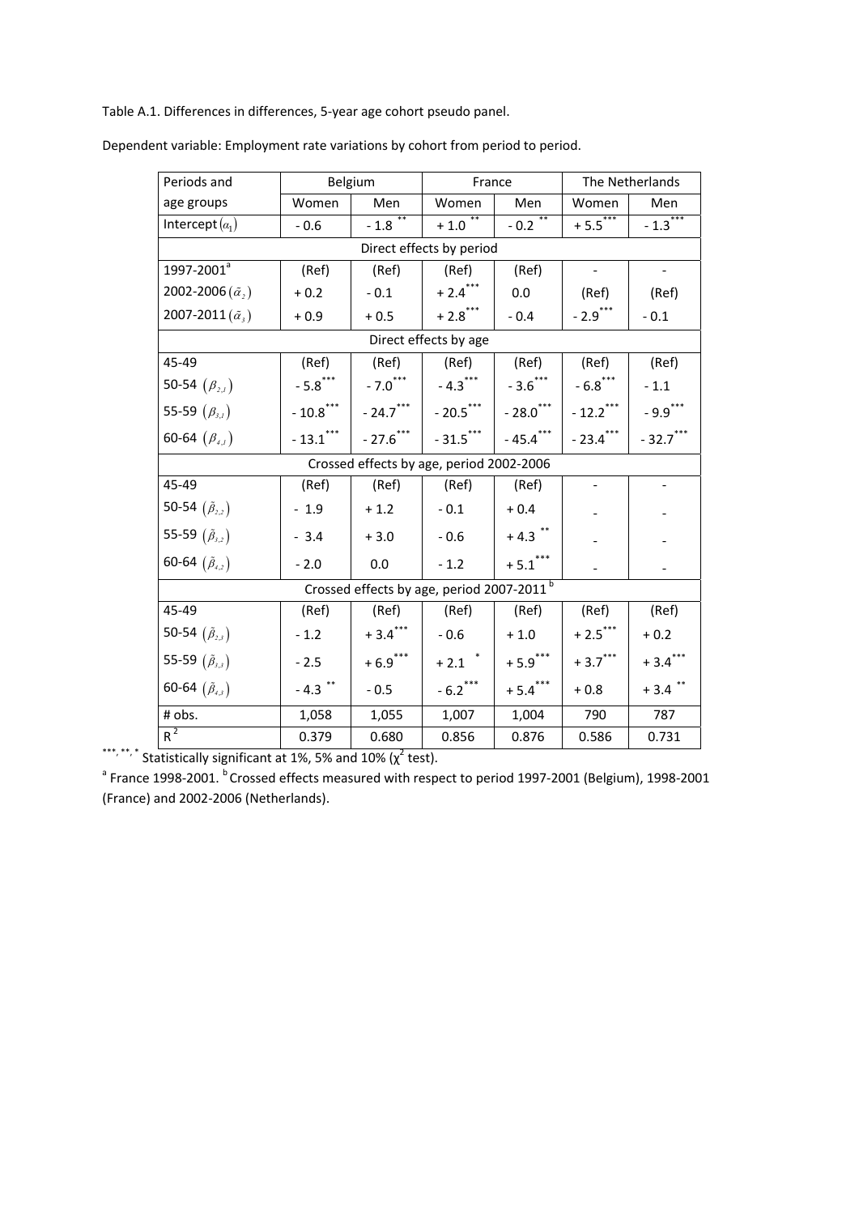Table A.1. Differences in differences, 5-year age cohort pseudo panel.

Dependent variable: Employment rate variations by cohort from period to period.

| Periods and | Belgium | | France | | The Netherlands | |
|---|---|---|---|---|---|---|
| age groups | Women | Men | Women | Men | Women | Men |
| Intercept $(\alpha_1)$ | - 0.6 | - 1.8 ** | + 1.0 ** | - 0.2 ** | + 5.5*** | - 1.3*** |
| Direct effects by period | | | | | | |
| 1997-2001[a] | (Ref) | (Ref) | (Ref) | (Ref) | - | - |
| 2002-2006 $(\tilde{\alpha}_2)$ | + 0.2 | - 0.1 | + 2.4*** | 0.0 | (Ref) | (Ref) |
| 2007-2011 $(\tilde{\alpha}_3)$ | + 0.9 | + 0.5 | + 2.8*** | - 0.4 | - 2.9*** | - 0.1 |
| Direct effects by age | | | | | | |
| 45-49 | (Ref) | (Ref) | (Ref) | (Ref) | (Ref) | (Ref) |
| 50-54 $(\beta_{2,1})$ | - 5.8*** | - 7.0*** | - 4.3*** | - 3.6*** | - 6.8*** | - 1.1 |
| 55-59 $(\beta_{3,1})$ | - 10.8*** | - 24.7*** | - 20.5*** | - 28.0*** | - 12.2*** | - 9.9*** |
| 60-64 $(\beta_{4,1})$ | - 13.1*** | - 27.6*** | - 31.5*** | - 45.4*** | - 23.4*** | - 32.7*** |
| Crossed effects by age, period 2002-2006 | | | | | | |
| 45-49 | (Ref) | (Ref) | (Ref) | (Ref) | - | - |
| 50-54 $(\tilde{\beta}_{2,2})$ | - 1.9 | + 1.2 | - 0.1 | + 0.4 | - | - |
| 55-59 $(\tilde{\beta}_{3,2})$ | - 3.4 | + 3.0 | - 0.6 | + 4.3 ** | - | - |
| 60-64 $(\tilde{\beta}_{4,2})$ | - 2.0 | 0.0 | - 1.2 | + 5.1*** | - | - |
| Crossed effects by age, period 2007-2011[b] | | | | | | |
| 45-49 | (Ref) | (Ref) | (Ref) | (Ref) | (Ref) | (Ref) |
| 50-54 $(\tilde{\beta}_{2,3})$ | - 1.2 | + 3.4*** | - 0.6 | + 1.0 | + 2.5*** | + 0.2 |
| 55-59 $(\tilde{\beta}_{3,3})$ | - 2.5 | + 6.9*** | + 2.1 * | + 5.9*** | + 3.7*** | + 3.4*** |
| 60-64 $(\tilde{\beta}_{4,3})$ | - 4.3 ** | - 0.5 | - 6.2*** | + 5.4*** | + 0.8 | + 3.4 ** |
| # obs. | 1,058 | 1,055 | 1,007 | 1,004 | 790 | 787 |
| $R^2$ | 0.379 | 0.680 | 0.856 | 0.876 | 0.586 | 0.731 |

***, **, * Statistically significant at 1%, 5% and 10% ($\chi^2$ test).

[a] France 1998-2001. [b] Crossed effects measured with respect to period 1997-2001 (Belgium), 1998-2001 (France) and 2002-2006 (Netherlands).